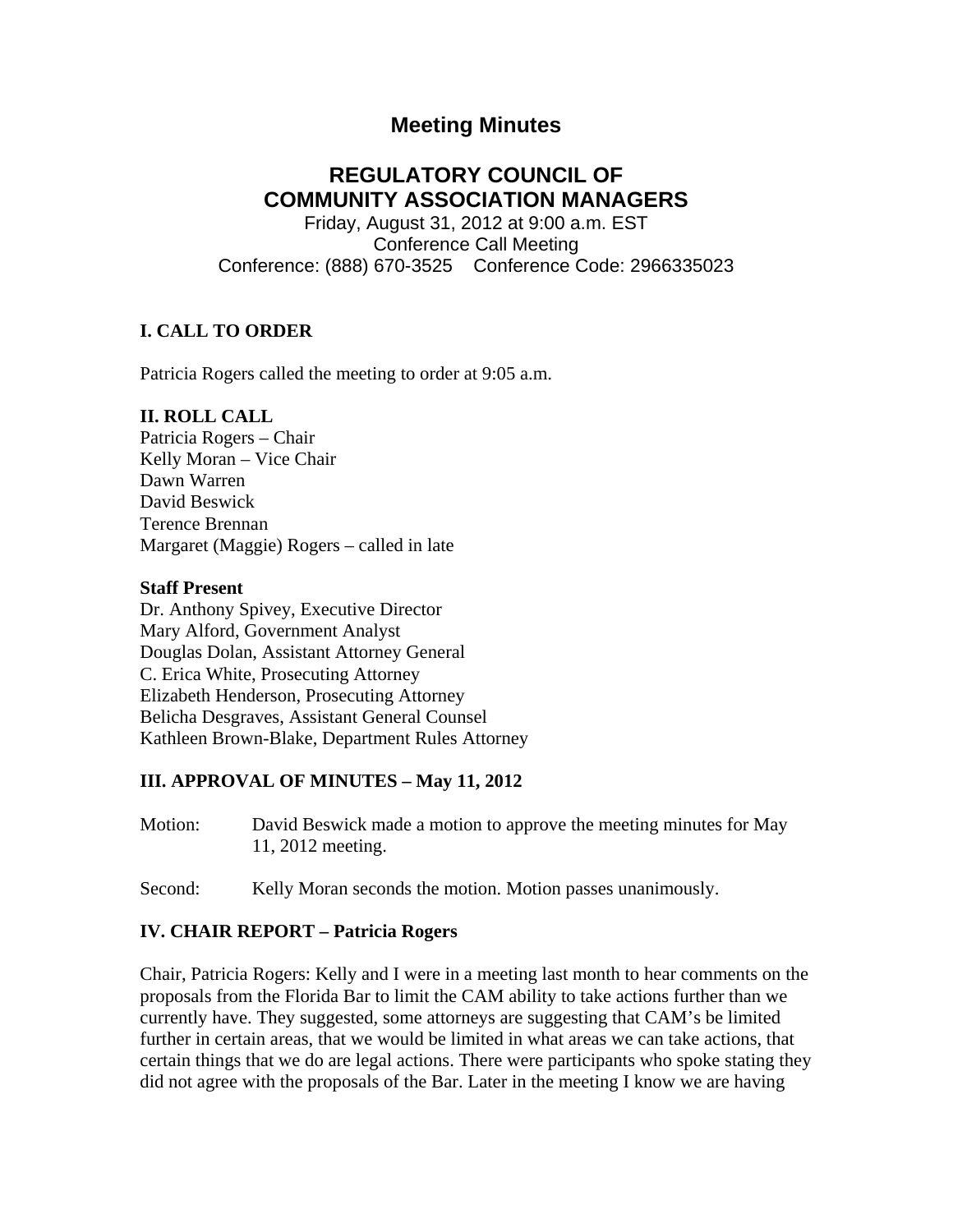# Meeting Minutes

## REGULATORY COUNCIL OF COMMUNITY ASSOCIATION MANAGERS

Friday, August 31, 2012 at 9:00 a.m. EST
Conference Call Meeting
Conference: (888) 670-3525 Conference Code: 2966335023

### I. CALL TO ORDER

Patricia Rogers called the meeting to order at 9:05 a.m.

### II. ROLL CALL

Patricia Rogers – Chair
Kelly Moran – Vice Chair
Dawn Warren
David Beswick
Terence Brennan
Margaret (Maggie) Rogers – called in late

**Staff Present**

Dr. Anthony Spivey, Executive Director
Mary Alford, Government Analyst
Douglas Dolan, Assistant Attorney General
C. Erica White, Prosecuting Attorney
Elizabeth Henderson, Prosecuting Attorney
Belicha Desgraves, Assistant General Counsel
Kathleen Brown-Blake, Department Rules Attorney

### III. APPROVAL OF MINUTES – May 11, 2012

Motion: David Beswick made a motion to approve the meeting minutes for May 11, 2012 meeting.

Second: Kelly Moran seconds the motion. Motion passes unanimously.

### IV. CHAIR REPORT – Patricia Rogers

Chair, Patricia Rogers: Kelly and I were in a meeting last month to hear comments on the proposals from the Florida Bar to limit the CAM ability to take actions further than we currently have. They suggested, some attorneys are suggesting that CAM's be limited further in certain areas, that we would be limited in what areas we can take actions, that certain things that we do are legal actions. There were participants who spoke stating they did not agree with the proposals of the Bar. Later in the meeting I know we are having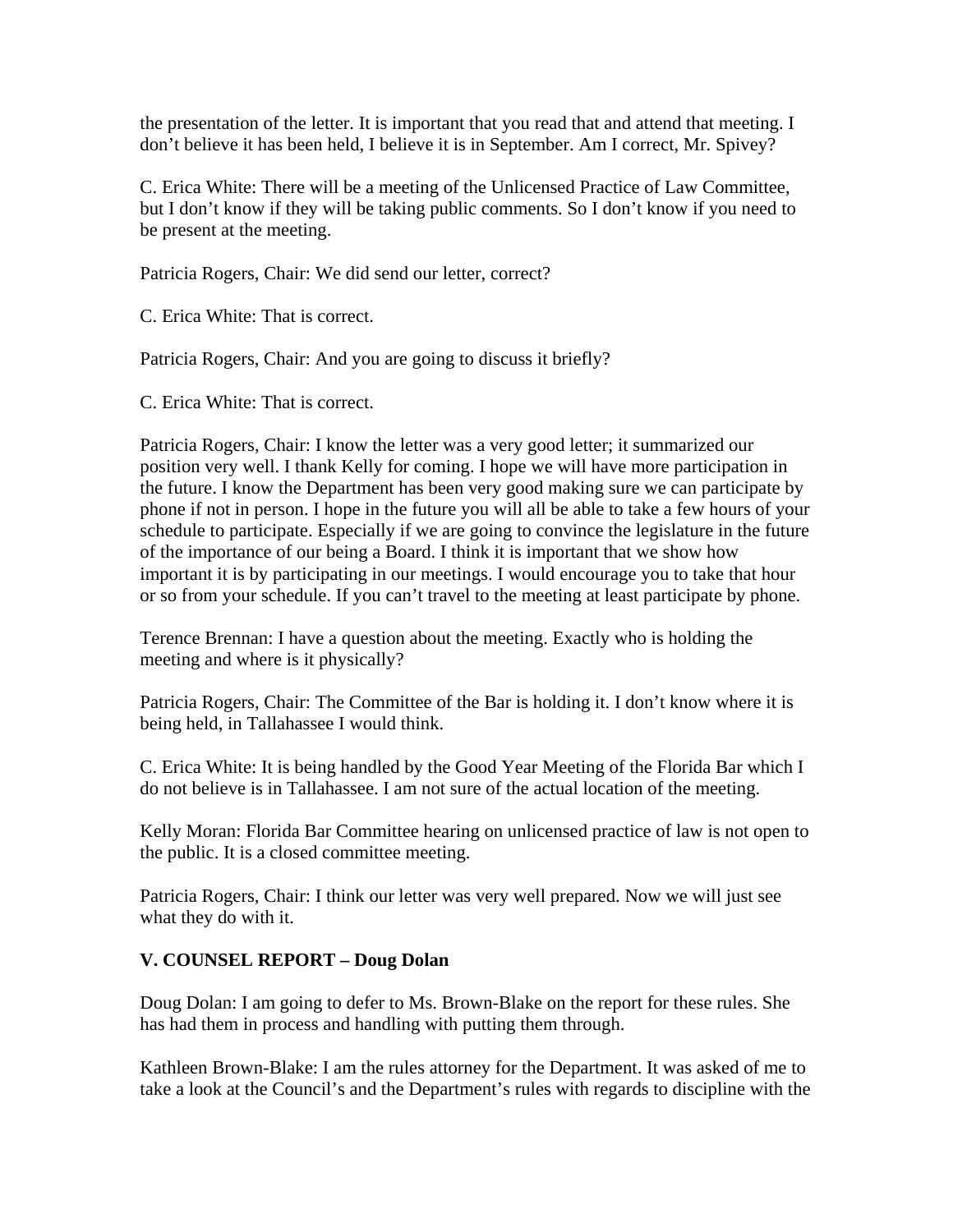the presentation of the letter. It is important that you read that and attend that meeting. I don't believe it has been held, I believe it is in September. Am I correct, Mr. Spivey?

C. Erica White: There will be a meeting of the Unlicensed Practice of Law Committee, but I don't know if they will be taking public comments. So I don't know if you need to be present at the meeting.

Patricia Rogers, Chair: We did send our letter, correct?

C. Erica White: That is correct.

Patricia Rogers, Chair: And you are going to discuss it briefly?

C. Erica White: That is correct.

Patricia Rogers, Chair: I know the letter was a very good letter; it summarized our position very well. I thank Kelly for coming. I hope we will have more participation in the future. I know the Department has been very good making sure we can participate by phone if not in person. I hope in the future you will all be able to take a few hours of your schedule to participate. Especially if we are going to convince the legislature in the future of the importance of our being a Board. I think it is important that we show how important it is by participating in our meetings. I would encourage you to take that hour or so from your schedule. If you can't travel to the meeting at least participate by phone.

Terence Brennan: I have a question about the meeting. Exactly who is holding the meeting and where is it physically?

Patricia Rogers, Chair: The Committee of the Bar is holding it. I don't know where it is being held, in Tallahassee I would think.

C. Erica White: It is being handled by the Good Year Meeting of the Florida Bar which I do not believe is in Tallahassee. I am not sure of the actual location of the meeting.

Kelly Moran: Florida Bar Committee hearing on unlicensed practice of law is not open to the public. It is a closed committee meeting.

Patricia Rogers, Chair: I think our letter was very well prepared. Now we will just see what they do with it.

**V. COUNSEL REPORT – Doug Dolan**

Doug Dolan: I am going to defer to Ms. Brown-Blake on the report for these rules. She has had them in process and handling with putting them through.

Kathleen Brown-Blake: I am the rules attorney for the Department. It was asked of me to take a look at the Council's and the Department's rules with regards to discipline with the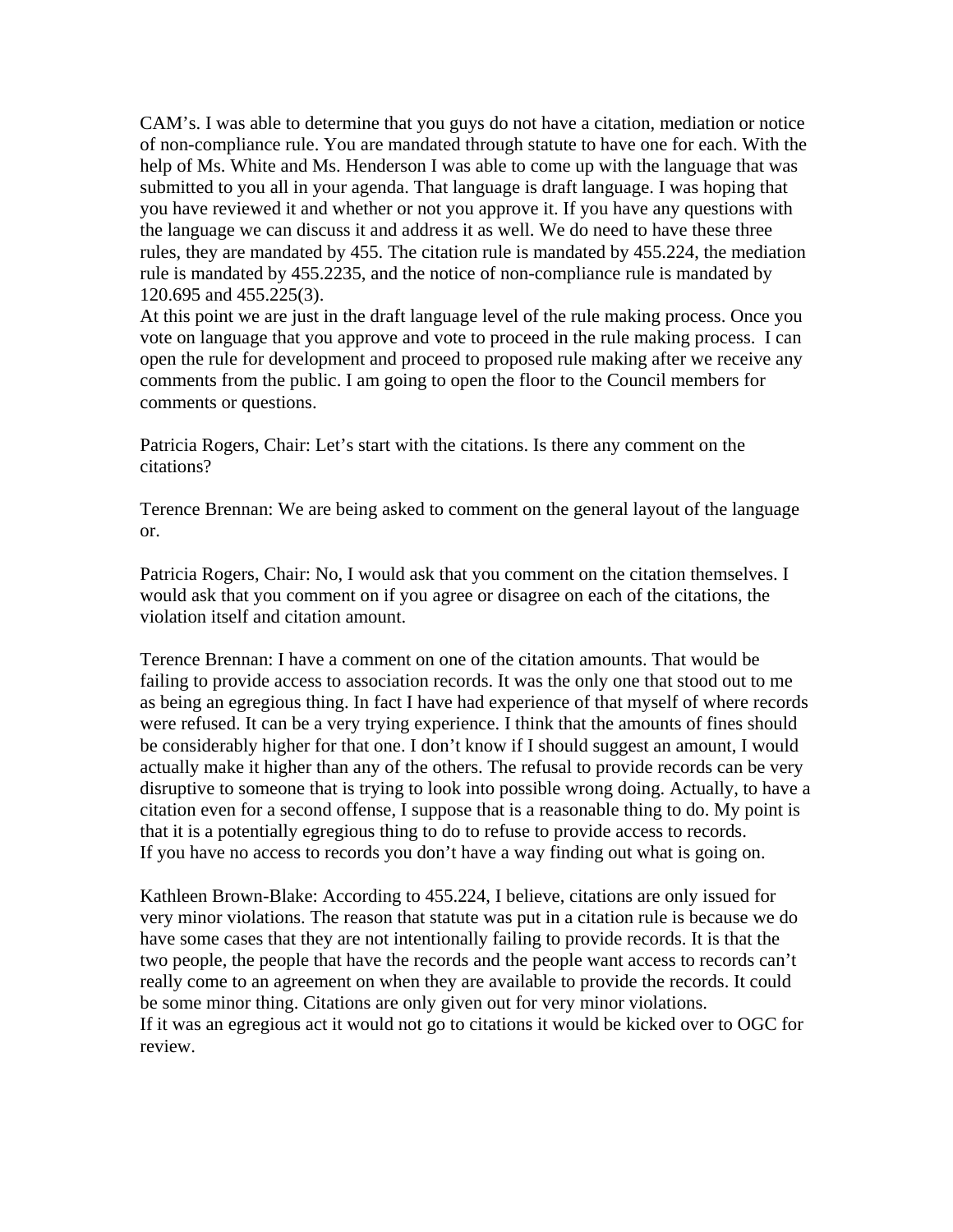CAM's. I was able to determine that you guys do not have a citation, mediation or notice of non-compliance rule. You are mandated through statute to have one for each. With the help of Ms. White and Ms. Henderson I was able to come up with the language that was submitted to you all in your agenda. That language is draft language. I was hoping that you have reviewed it and whether or not you approve it. If you have any questions with the language we can discuss it and address it as well. We do need to have these three rules, they are mandated by 455. The citation rule is mandated by 455.224, the mediation rule is mandated by 455.2235, and the notice of non-compliance rule is mandated by 120.695 and 455.225(3).

At this point we are just in the draft language level of the rule making process. Once you vote on language that you approve and vote to proceed in the rule making process. I can open the rule for development and proceed to proposed rule making after we receive any comments from the public. I am going to open the floor to the Council members for comments or questions.

Patricia Rogers, Chair: Let's start with the citations. Is there any comment on the citations?

Terence Brennan: We are being asked to comment on the general layout of the language or.

Patricia Rogers, Chair: No, I would ask that you comment on the citation themselves. I would ask that you comment on if you agree or disagree on each of the citations, the violation itself and citation amount.

Terence Brennan: I have a comment on one of the citation amounts. That would be failing to provide access to association records. It was the only one that stood out to me as being an egregious thing. In fact I have had experience of that myself of where records were refused. It can be a very trying experience. I think that the amounts of fines should be considerably higher for that one. I don't know if I should suggest an amount, I would actually make it higher than any of the others. The refusal to provide records can be very disruptive to someone that is trying to look into possible wrong doing. Actually, to have a citation even for a second offense, I suppose that is a reasonable thing to do. My point is that it is a potentially egregious thing to do to refuse to provide access to records.

If you have no access to records you don't have a way finding out what is going on.

Kathleen Brown-Blake: According to 455.224, I believe, citations are only issued for very minor violations. The reason that statute was put in a citation rule is because we do have some cases that they are not intentionally failing to provide records. It is that the two people, the people that have the records and the people want access to records can't really come to an agreement on when they are available to provide the records. It could be some minor thing. Citations are only given out for very minor violations.

If it was an egregious act it would not go to citations it would be kicked over to OGC for review.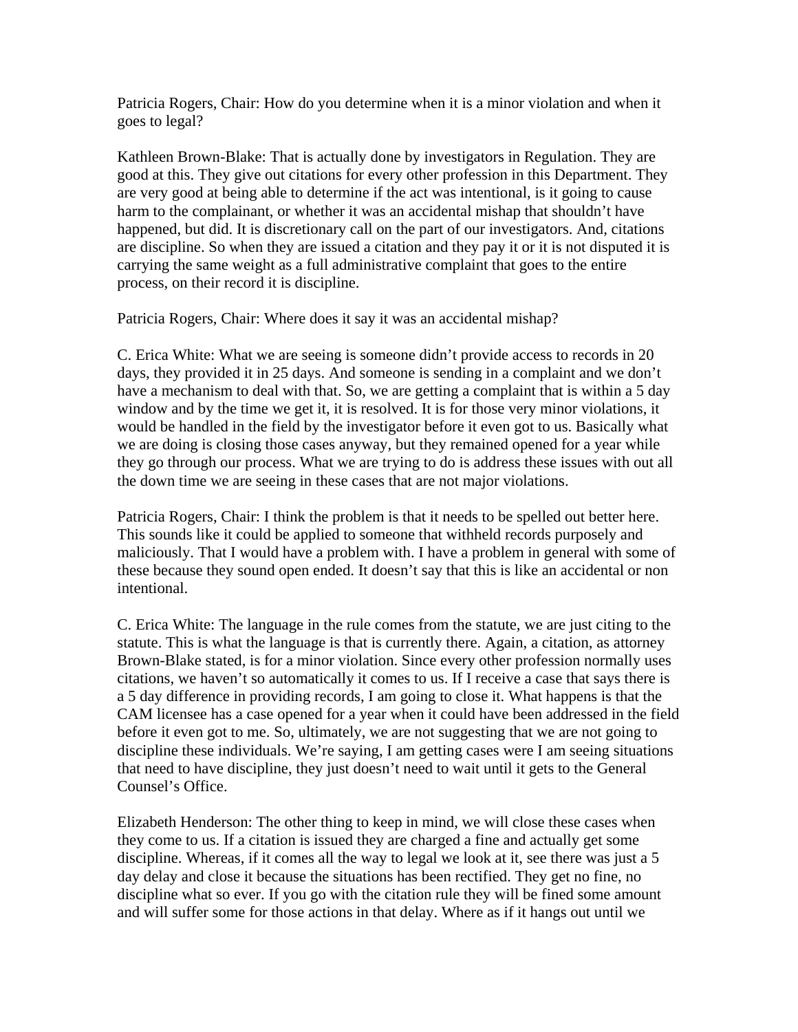Patricia Rogers, Chair: How do you determine when it is a minor violation and when it goes to legal?

Kathleen Brown-Blake: That is actually done by investigators in Regulation. They are good at this. They give out citations for every other profession in this Department. They are very good at being able to determine if the act was intentional, is it going to cause harm to the complainant, or whether it was an accidental mishap that shouldn't have happened, but did. It is discretionary call on the part of our investigators. And, citations are discipline. So when they are issued a citation and they pay it or it is not disputed it is carrying the same weight as a full administrative complaint that goes to the entire process, on their record it is discipline.

Patricia Rogers, Chair: Where does it say it was an accidental mishap?

C. Erica White: What we are seeing is someone didn't provide access to records in 20 days, they provided it in 25 days. And someone is sending in a complaint and we don't have a mechanism to deal with that. So, we are getting a complaint that is within a 5 day window and by the time we get it, it is resolved. It is for those very minor violations, it would be handled in the field by the investigator before it even got to us. Basically what we are doing is closing those cases anyway, but they remained opened for a year while they go through our process. What we are trying to do is address these issues with out all the down time we are seeing in these cases that are not major violations.

Patricia Rogers, Chair: I think the problem is that it needs to be spelled out better here. This sounds like it could be applied to someone that withheld records purposely and maliciously. That I would have a problem with. I have a problem in general with some of these because they sound open ended. It doesn't say that this is like an accidental or non intentional.

C. Erica White: The language in the rule comes from the statute, we are just citing to the statute. This is what the language is that is currently there. Again, a citation, as attorney Brown-Blake stated, is for a minor violation. Since every other profession normally uses citations, we haven't so automatically it comes to us. If I receive a case that says there is a 5 day difference in providing records, I am going to close it. What happens is that the CAM licensee has a case opened for a year when it could have been addressed in the field before it even got to me. So, ultimately, we are not suggesting that we are not going to discipline these individuals. We're saying, I am getting cases were I am seeing situations that need to have discipline, they just doesn't need to wait until it gets to the General Counsel's Office.

Elizabeth Henderson: The other thing to keep in mind, we will close these cases when they come to us. If a citation is issued they are charged a fine and actually get some discipline. Whereas, if it comes all the way to legal we look at it, see there was just a 5 day delay and close it because the situations has been rectified. They get no fine, no discipline what so ever. If you go with the citation rule they will be fined some amount and will suffer some for those actions in that delay. Where as if it hangs out until we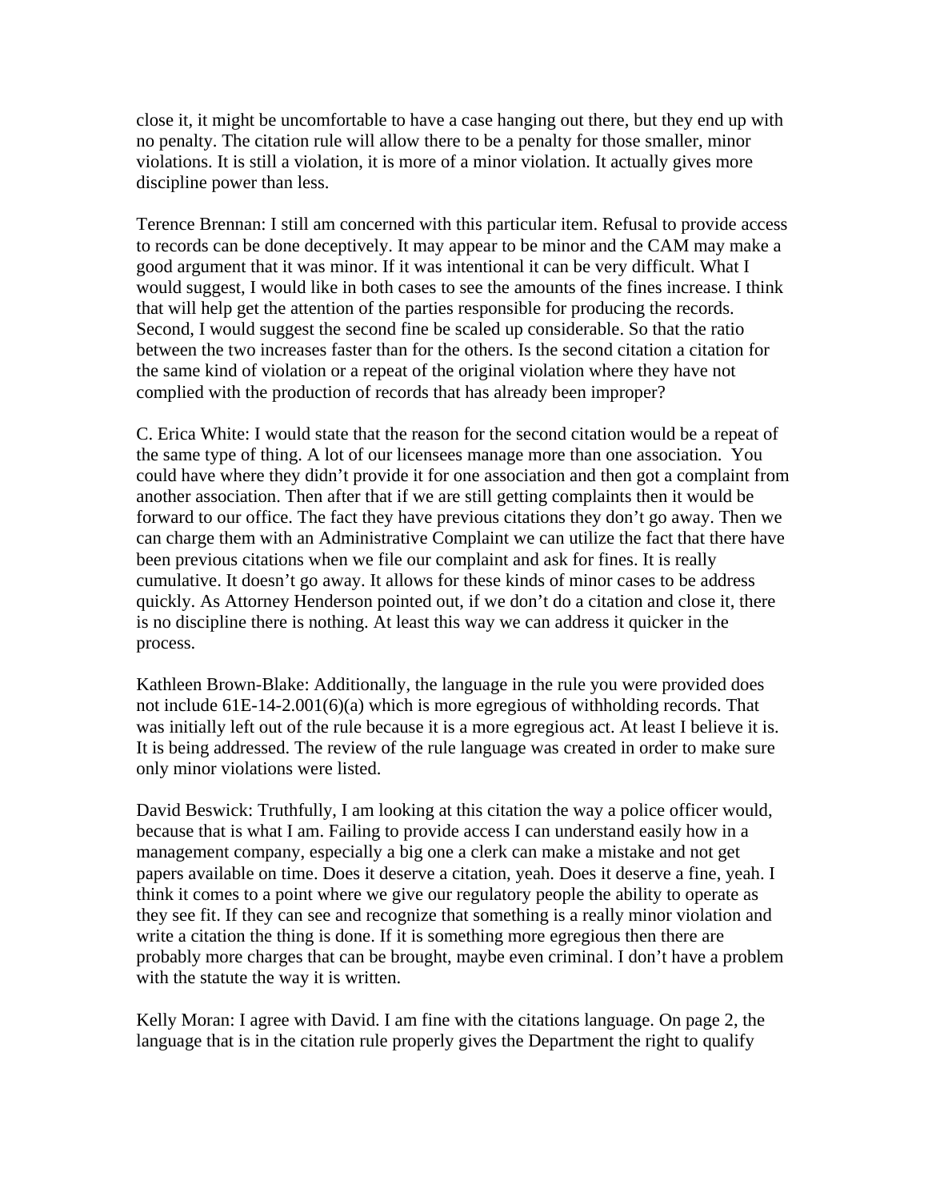close it, it might be uncomfortable to have a case hanging out there, but they end up with no penalty. The citation rule will allow there to be a penalty for those smaller, minor violations. It is still a violation, it is more of a minor violation. It actually gives more discipline power than less.

Terence Brennan: I still am concerned with this particular item. Refusal to provide access to records can be done deceptively. It may appear to be minor and the CAM may make a good argument that it was minor. If it was intentional it can be very difficult. What I would suggest, I would like in both cases to see the amounts of the fines increase. I think that will help get the attention of the parties responsible for producing the records. Second, I would suggest the second fine be scaled up considerable. So that the ratio between the two increases faster than for the others. Is the second citation a citation for the same kind of violation or a repeat of the original violation where they have not complied with the production of records that has already been improper?

C. Erica White: I would state that the reason for the second citation would be a repeat of the same type of thing. A lot of our licensees manage more than one association. You could have where they didn't provide it for one association and then got a complaint from another association. Then after that if we are still getting complaints then it would be forward to our office. The fact they have previous citations they don't go away. Then we can charge them with an Administrative Complaint we can utilize the fact that there have been previous citations when we file our complaint and ask for fines. It is really cumulative. It doesn't go away. It allows for these kinds of minor cases to be address quickly. As Attorney Henderson pointed out, if we don't do a citation and close it, there is no discipline there is nothing. At least this way we can address it quicker in the process.

Kathleen Brown-Blake: Additionally, the language in the rule you were provided does not include 61E-14-2.001(6)(a) which is more egregious of withholding records. That was initially left out of the rule because it is a more egregious act. At least I believe it is. It is being addressed. The review of the rule language was created in order to make sure only minor violations were listed.

David Beswick: Truthfully, I am looking at this citation the way a police officer would, because that is what I am. Failing to provide access I can understand easily how in a management company, especially a big one a clerk can make a mistake and not get papers available on time. Does it deserve a citation, yeah. Does it deserve a fine, yeah. I think it comes to a point where we give our regulatory people the ability to operate as they see fit. If they can see and recognize that something is a really minor violation and write a citation the thing is done. If it is something more egregious then there are probably more charges that can be brought, maybe even criminal. I don't have a problem with the statute the way it is written.

Kelly Moran: I agree with David. I am fine with the citations language. On page 2, the language that is in the citation rule properly gives the Department the right to qualify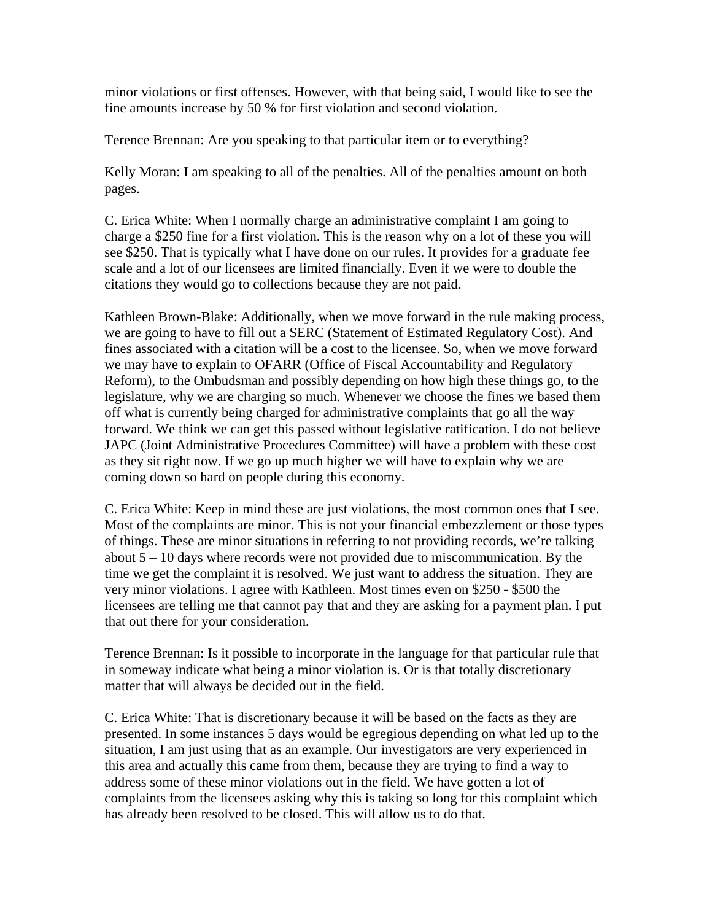minor violations or first offenses. However, with that being said, I would like to see the fine amounts increase by 50 % for first violation and second violation.

Terence Brennan: Are you speaking to that particular item or to everything?

Kelly Moran: I am speaking to all of the penalties. All of the penalties amount on both pages.

C. Erica White: When I normally charge an administrative complaint I am going to charge a $250 fine for a first violation. This is the reason why on a lot of these you will see $250. That is typically what I have done on our rules. It provides for a graduate fee scale and a lot of our licensees are limited financially. Even if we were to double the citations they would go to collections because they are not paid.

Kathleen Brown-Blake: Additionally, when we move forward in the rule making process, we are going to have to fill out a SERC (Statement of Estimated Regulatory Cost). And fines associated with a citation will be a cost to the licensee. So, when we move forward we may have to explain to OFARR (Office of Fiscal Accountability and Regulatory Reform), to the Ombudsman and possibly depending on how high these things go, to the legislature, why we are charging so much. Whenever we choose the fines we based them off what is currently being charged for administrative complaints that go all the way forward. We think we can get this passed without legislative ratification. I do not believe JAPC (Joint Administrative Procedures Committee) will have a problem with these cost as they sit right now. If we go up much higher we will have to explain why we are coming down so hard on people during this economy.

C. Erica White: Keep in mind these are just violations, the most common ones that I see. Most of the complaints are minor. This is not your financial embezzlement or those types of things. These are minor situations in referring to not providing records, we're talking about 5 – 10 days where records were not provided due to miscommunication. By the time we get the complaint it is resolved. We just want to address the situation. They are very minor violations. I agree with Kathleen. Most times even on $250 - $500 the licensees are telling me that cannot pay that and they are asking for a payment plan. I put that out there for your consideration.

Terence Brennan: Is it possible to incorporate in the language for that particular rule that in someway indicate what being a minor violation is. Or is that totally discretionary matter that will always be decided out in the field.

C. Erica White: That is discretionary because it will be based on the facts as they are presented. In some instances 5 days would be egregious depending on what led up to the situation, I am just using that as an example. Our investigators are very experienced in this area and actually this came from them, because they are trying to find a way to address some of these minor violations out in the field. We have gotten a lot of complaints from the licensees asking why this is taking so long for this complaint which has already been resolved to be closed. This will allow us to do that.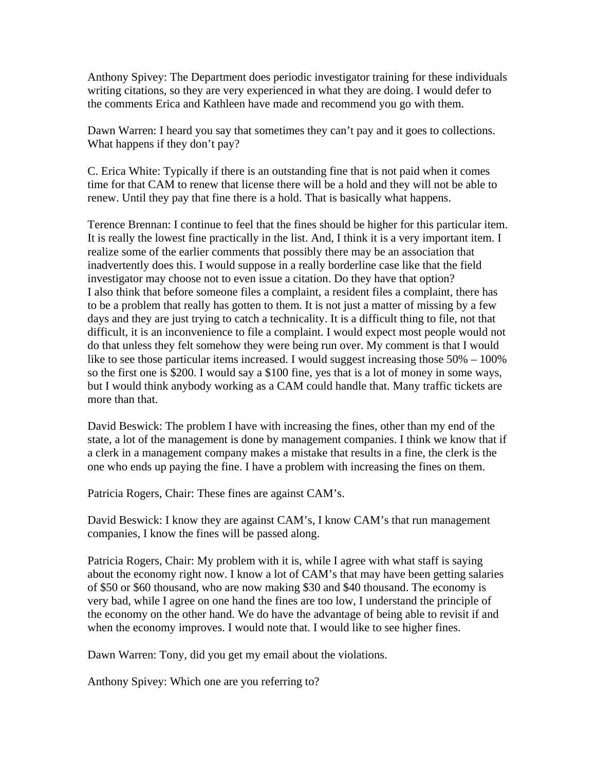Anthony Spivey: The Department does periodic investigator training for these individuals writing citations, so they are very experienced in what they are doing. I would defer to the comments Erica and Kathleen have made and recommend you go with them.

Dawn Warren: I heard you say that sometimes they can't pay and it goes to collections. What happens if they don't pay?

C. Erica White: Typically if there is an outstanding fine that is not paid when it comes time for that CAM to renew that license there will be a hold and they will not be able to renew. Until they pay that fine there is a hold. That is basically what happens.

Terence Brennan: I continue to feel that the fines should be higher for this particular item. It is really the lowest fine practically in the list. And, I think it is a very important item. I realize some of the earlier comments that possibly there may be an association that inadvertently does this. I would suppose in a really borderline case like that the field investigator may choose not to even issue a citation. Do they have that option?
I also think that before someone files a complaint, a resident files a complaint, there has to be a problem that really has gotten to them. It is not just a matter of missing by a few days and they are just trying to catch a technicality. It is a difficult thing to file, not that difficult, it is an inconvenience to file a complaint. I would expect most people would not do that unless they felt somehow they were being run over. My comment is that I would like to see those particular items increased. I would suggest increasing those 50% – 100% so the first one is $200. I would say a $100 fine, yes that is a lot of money in some ways, but I would think anybody working as a CAM could handle that. Many traffic tickets are more than that.

David Beswick: The problem I have with increasing the fines, other than my end of the state, a lot of the management is done by management companies. I think we know that if a clerk in a management company makes a mistake that results in a fine, the clerk is the one who ends up paying the fine. I have a problem with increasing the fines on them.

Patricia Rogers, Chair: These fines are against CAM's.

David Beswick: I know they are against CAM's, I know CAM's that run management companies, I know the fines will be passed along.

Patricia Rogers, Chair: My problem with it is, while I agree with what staff is saying about the economy right now. I know a lot of CAM's that may have been getting salaries of $50 or $60 thousand, who are now making $30 and $40 thousand. The economy is very bad, while I agree on one hand the fines are too low, I understand the principle of the economy on the other hand. We do have the advantage of being able to revisit if and when the economy improves. I would note that. I would like to see higher fines.

Dawn Warren: Tony, did you get my email about the violations.

Anthony Spivey: Which one are you referring to?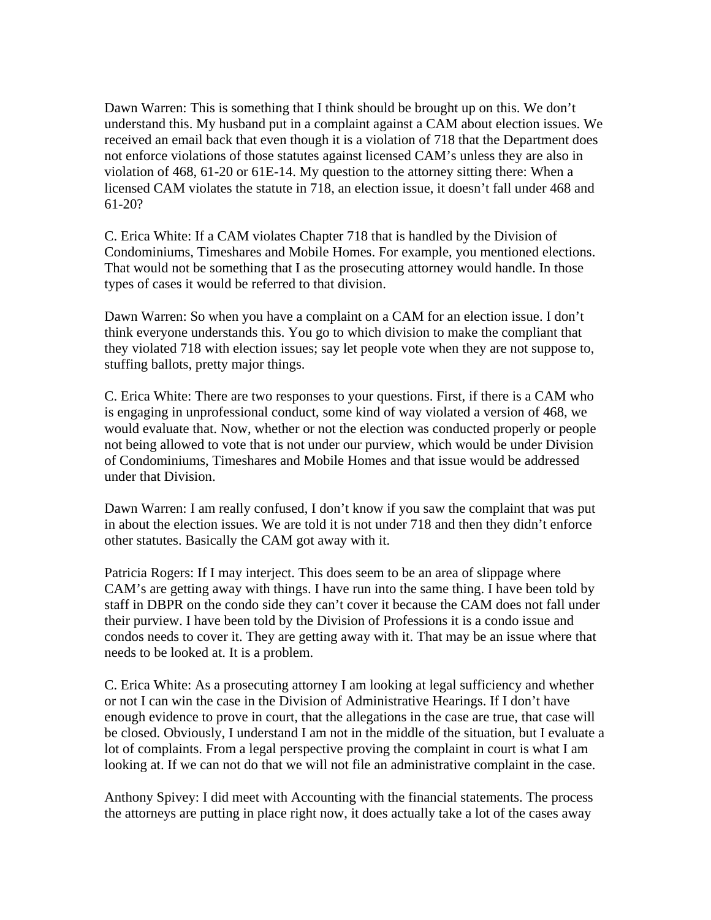Dawn Warren: This is something that I think should be brought up on this. We don't understand this. My husband put in a complaint against a CAM about election issues. We received an email back that even though it is a violation of 718 that the Department does not enforce violations of those statutes against licensed CAM's unless they are also in violation of 468, 61-20 or 61E-14. My question to the attorney sitting there: When a licensed CAM violates the statute in 718, an election issue, it doesn't fall under 468 and 61-20?

C. Erica White: If a CAM violates Chapter 718 that is handled by the Division of Condominiums, Timeshares and Mobile Homes. For example, you mentioned elections. That would not be something that I as the prosecuting attorney would handle. In those types of cases it would be referred to that division.

Dawn Warren: So when you have a complaint on a CAM for an election issue. I don't think everyone understands this. You go to which division to make the compliant that they violated 718 with election issues; say let people vote when they are not suppose to, stuffing ballots, pretty major things.

C. Erica White: There are two responses to your questions. First, if there is a CAM who is engaging in unprofessional conduct, some kind of way violated a version of 468, we would evaluate that. Now, whether or not the election was conducted properly or people not being allowed to vote that is not under our purview, which would be under Division of Condominiums, Timeshares and Mobile Homes and that issue would be addressed under that Division.

Dawn Warren: I am really confused, I don't know if you saw the complaint that was put in about the election issues. We are told it is not under 718 and then they didn't enforce other statutes. Basically the CAM got away with it.

Patricia Rogers: If I may interject. This does seem to be an area of slippage where CAM's are getting away with things. I have run into the same thing. I have been told by staff in DBPR on the condo side they can't cover it because the CAM does not fall under their purview. I have been told by the Division of Professions it is a condo issue and condos needs to cover it. They are getting away with it. That may be an issue where that needs to be looked at. It is a problem.

C. Erica White: As a prosecuting attorney I am looking at legal sufficiency and whether or not I can win the case in the Division of Administrative Hearings. If I don't have enough evidence to prove in court, that the allegations in the case are true, that case will be closed. Obviously, I understand I am not in the middle of the situation, but I evaluate a lot of complaints. From a legal perspective proving the complaint in court is what I am looking at. If we can not do that we will not file an administrative complaint in the case.

Anthony Spivey: I did meet with Accounting with the financial statements. The process the attorneys are putting in place right now, it does actually take a lot of the cases away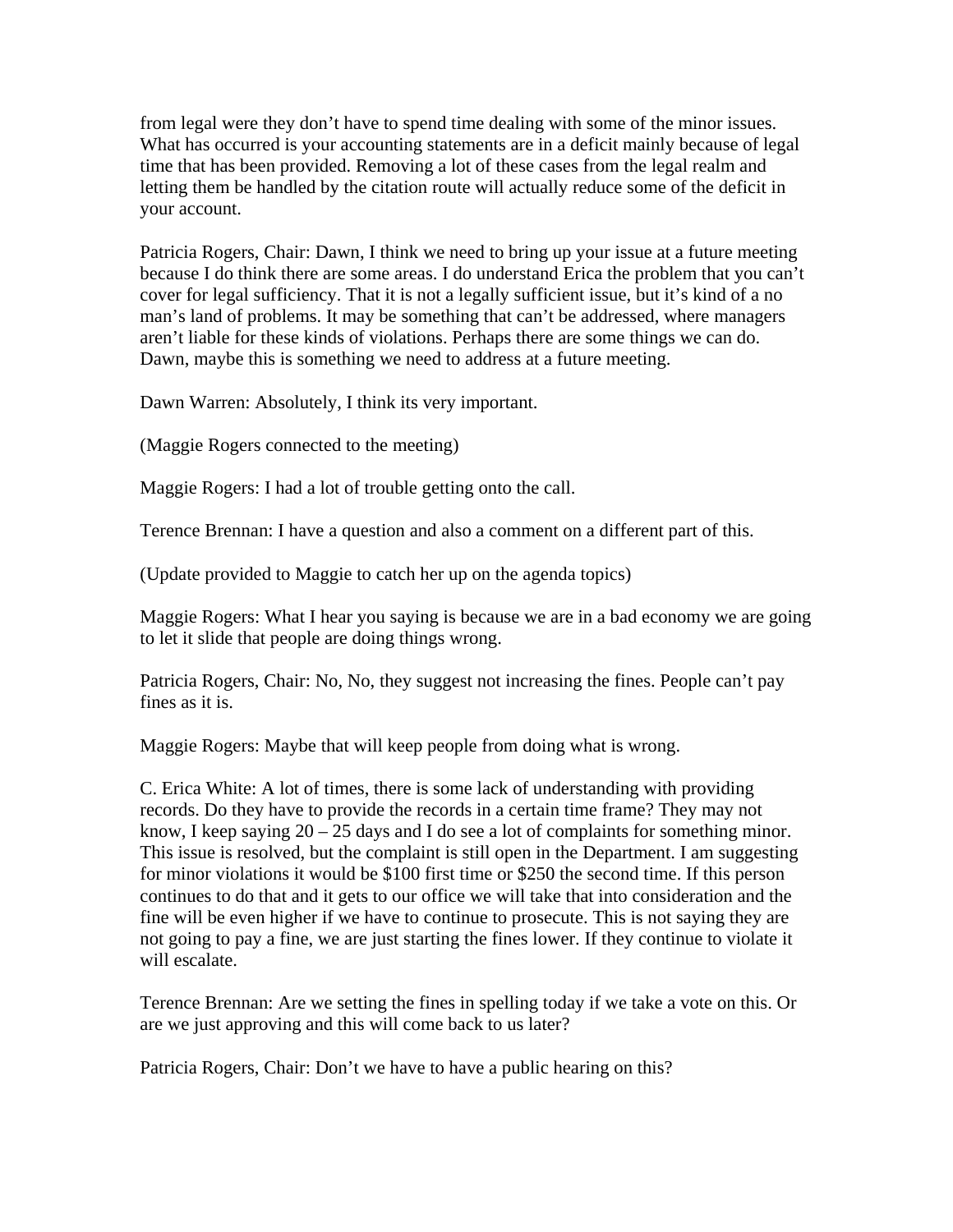from legal were they don't have to spend time dealing with some of the minor issues. What has occurred is your accounting statements are in a deficit mainly because of legal time that has been provided. Removing a lot of these cases from the legal realm and letting them be handled by the citation route will actually reduce some of the deficit in your account.

Patricia Rogers, Chair: Dawn, I think we need to bring up your issue at a future meeting because I do think there are some areas. I do understand Erica the problem that you can't cover for legal sufficiency. That it is not a legally sufficient issue, but it's kind of a no man's land of problems. It may be something that can't be addressed, where managers aren't liable for these kinds of violations. Perhaps there are some things we can do. Dawn, maybe this is something we need to address at a future meeting.

Dawn Warren: Absolutely, I think its very important.

(Maggie Rogers connected to the meeting)

Maggie Rogers: I had a lot of trouble getting onto the call.

Terence Brennan: I have a question and also a comment on a different part of this.

(Update provided to Maggie to catch her up on the agenda topics)

Maggie Rogers: What I hear you saying is because we are in a bad economy we are going to let it slide that people are doing things wrong.

Patricia Rogers, Chair: No, No, they suggest not increasing the fines. People can't pay fines as it is.

Maggie Rogers: Maybe that will keep people from doing what is wrong.

C. Erica White: A lot of times, there is some lack of understanding with providing records. Do they have to provide the records in a certain time frame? They may not know, I keep saying 20 – 25 days and I do see a lot of complaints for something minor. This issue is resolved, but the complaint is still open in the Department. I am suggesting for minor violations it would be $100 first time or $250 the second time. If this person continues to do that and it gets to our office we will take that into consideration and the fine will be even higher if we have to continue to prosecute. This is not saying they are not going to pay a fine, we are just starting the fines lower. If they continue to violate it will escalate.

Terence Brennan: Are we setting the fines in spelling today if we take a vote on this. Or are we just approving and this will come back to us later?

Patricia Rogers, Chair: Don't we have to have a public hearing on this?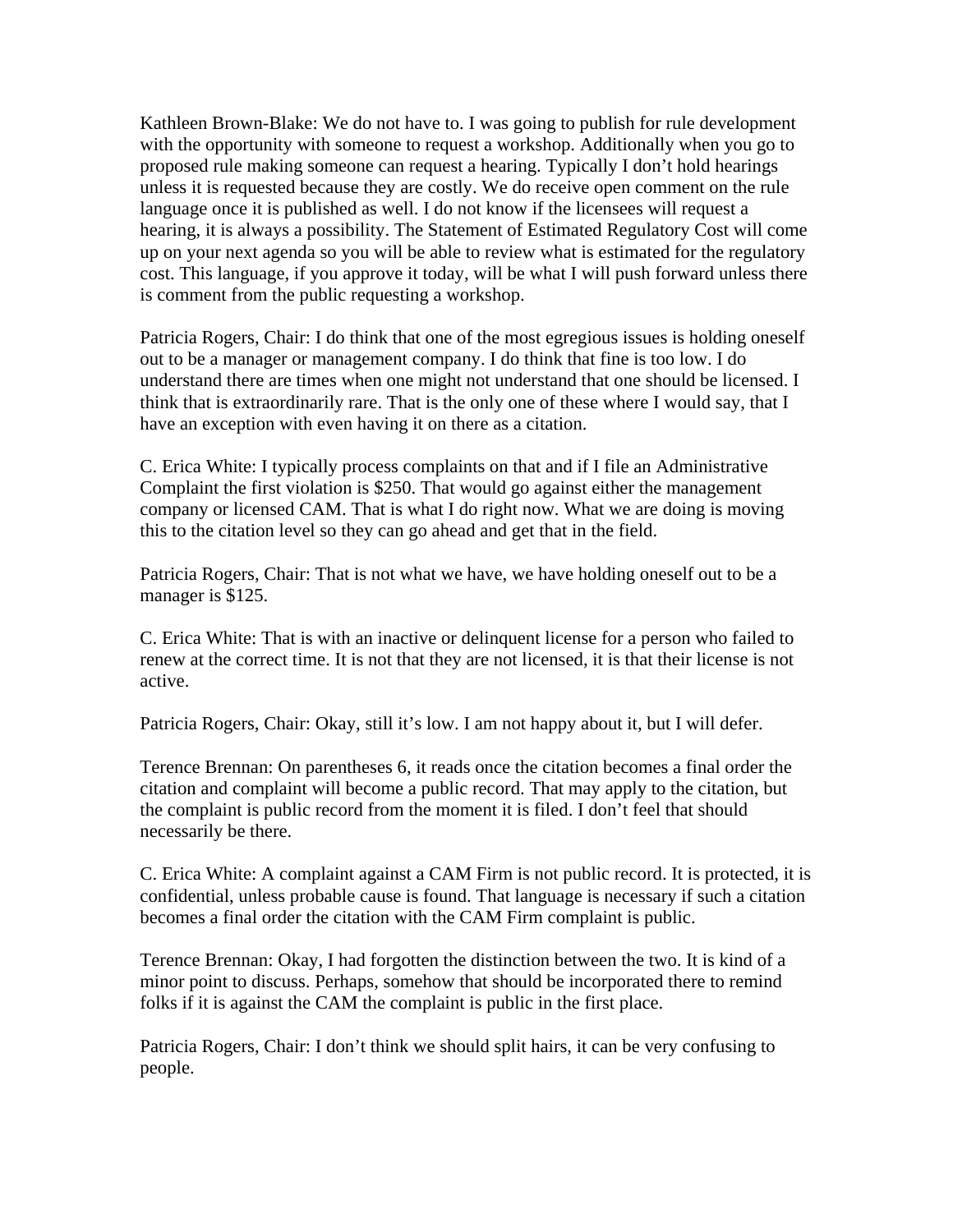Kathleen Brown-Blake: We do not have to. I was going to publish for rule development with the opportunity with someone to request a workshop. Additionally when you go to proposed rule making someone can request a hearing. Typically I don't hold hearings unless it is requested because they are costly. We do receive open comment on the rule language once it is published as well. I do not know if the licensees will request a hearing, it is always a possibility. The Statement of Estimated Regulatory Cost will come up on your next agenda so you will be able to review what is estimated for the regulatory cost. This language, if you approve it today, will be what I will push forward unless there is comment from the public requesting a workshop.

Patricia Rogers, Chair: I do think that one of the most egregious issues is holding oneself out to be a manager or management company. I do think that fine is too low. I do understand there are times when one might not understand that one should be licensed. I think that is extraordinarily rare. That is the only one of these where I would say, that I have an exception with even having it on there as a citation.

C. Erica White: I typically process complaints on that and if I file an Administrative Complaint the first violation is $250. That would go against either the management company or licensed CAM. That is what I do right now. What we are doing is moving this to the citation level so they can go ahead and get that in the field.

Patricia Rogers, Chair: That is not what we have, we have holding oneself out to be a manager is $125.

C. Erica White: That is with an inactive or delinquent license for a person who failed to renew at the correct time. It is not that they are not licensed, it is that their license is not active.

Patricia Rogers, Chair: Okay, still it's low. I am not happy about it, but I will defer.

Terence Brennan: On parentheses 6, it reads once the citation becomes a final order the citation and complaint will become a public record. That may apply to the citation, but the complaint is public record from the moment it is filed. I don't feel that should necessarily be there.

C. Erica White: A complaint against a CAM Firm is not public record. It is protected, it is confidential, unless probable cause is found. That language is necessary if such a citation becomes a final order the citation with the CAM Firm complaint is public.

Terence Brennan: Okay, I had forgotten the distinction between the two. It is kind of a minor point to discuss. Perhaps, somehow that should be incorporated there to remind folks if it is against the CAM the complaint is public in the first place.

Patricia Rogers, Chair: I don't think we should split hairs, it can be very confusing to people.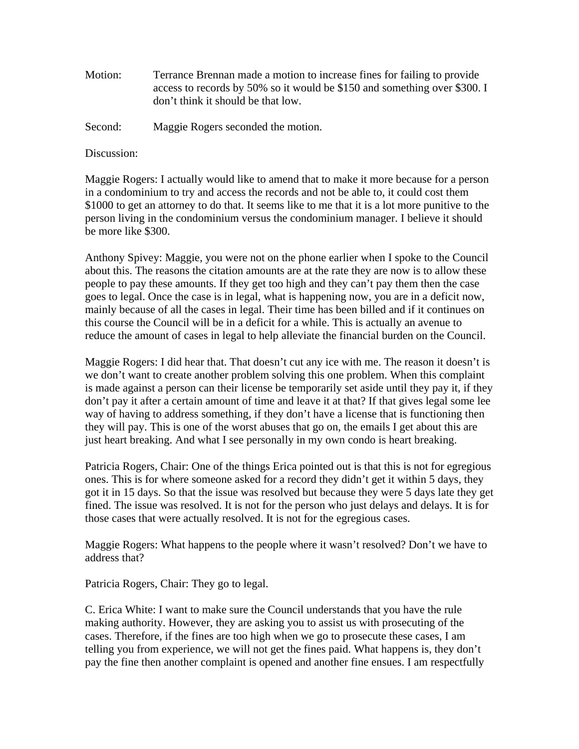Motion: Terrance Brennan made a motion to increase fines for failing to provide access to records by 50% so it would be $150 and something over $300. I don't think it should be that low.

Second: Maggie Rogers seconded the motion.

Discussion:

Maggie Rogers: I actually would like to amend that to make it more because for a person in a condominium to try and access the records and not be able to, it could cost them $1000 to get an attorney to do that. It seems like to me that it is a lot more punitive to the person living in the condominium versus the condominium manager. I believe it should be more like $300.

Anthony Spivey: Maggie, you were not on the phone earlier when I spoke to the Council about this. The reasons the citation amounts are at the rate they are now is to allow these people to pay these amounts. If they get too high and they can't pay them then the case goes to legal. Once the case is in legal, what is happening now, you are in a deficit now, mainly because of all the cases in legal. Their time has been billed and if it continues on this course the Council will be in a deficit for a while. This is actually an avenue to reduce the amount of cases in legal to help alleviate the financial burden on the Council.

Maggie Rogers: I did hear that. That doesn't cut any ice with me. The reason it doesn't is we don't want to create another problem solving this one problem. When this complaint is made against a person can their license be temporarily set aside until they pay it, if they don't pay it after a certain amount of time and leave it at that? If that gives legal some lee way of having to address something, if they don't have a license that is functioning then they will pay. This is one of the worst abuses that go on, the emails I get about this are just heart breaking. And what I see personally in my own condo is heart breaking.

Patricia Rogers, Chair: One of the things Erica pointed out is that this is not for egregious ones. This is for where someone asked for a record they didn't get it within 5 days, they got it in 15 days. So that the issue was resolved but because they were 5 days late they get fined. The issue was resolved. It is not for the person who just delays and delays. It is for those cases that were actually resolved. It is not for the egregious cases.

Maggie Rogers: What happens to the people where it wasn't resolved? Don't we have to address that?

Patricia Rogers, Chair: They go to legal.

C. Erica White: I want to make sure the Council understands that you have the rule making authority. However, they are asking you to assist us with prosecuting of the cases. Therefore, if the fines are too high when we go to prosecute these cases, I am telling you from experience, we will not get the fines paid. What happens is, they don't pay the fine then another complaint is opened and another fine ensues. I am respectfully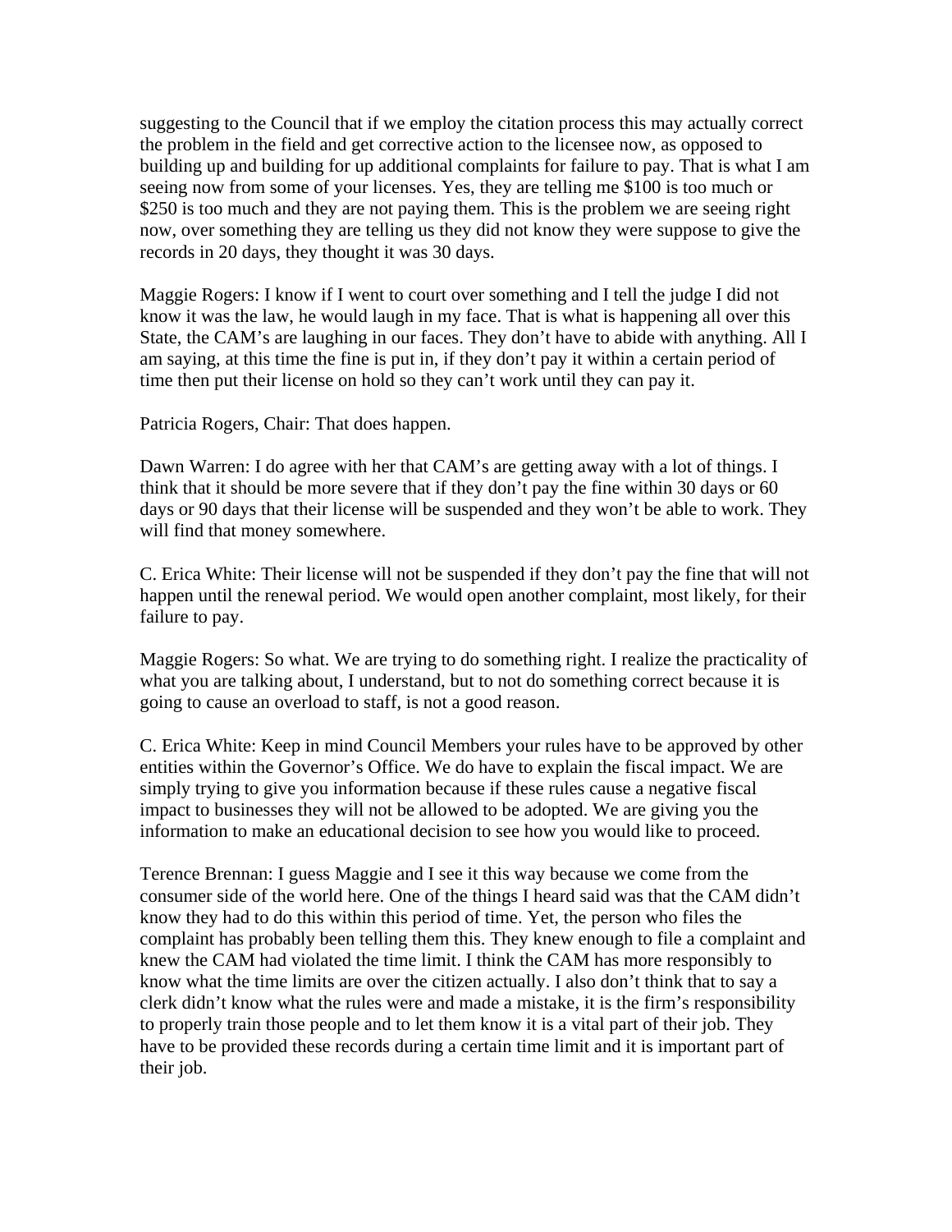suggesting to the Council that if we employ the citation process this may actually correct the problem in the field and get corrective action to the licensee now, as opposed to building up and building for up additional complaints for failure to pay. That is what I am seeing now from some of your licenses. Yes, they are telling me $100 is too much or $250 is too much and they are not paying them. This is the problem we are seeing right now, over something they are telling us they did not know they were suppose to give the records in 20 days, they thought it was 30 days.

Maggie Rogers: I know if I went to court over something and I tell the judge I did not know it was the law, he would laugh in my face. That is what is happening all over this State, the CAM's are laughing in our faces. They don't have to abide with anything. All I am saying, at this time the fine is put in, if they don't pay it within a certain period of time then put their license on hold so they can't work until they can pay it.

Patricia Rogers, Chair: That does happen.

Dawn Warren: I do agree with her that CAM's are getting away with a lot of things. I think that it should be more severe that if they don't pay the fine within 30 days or 60 days or 90 days that their license will be suspended and they won't be able to work. They will find that money somewhere.

C. Erica White: Their license will not be suspended if they don't pay the fine that will not happen until the renewal period. We would open another complaint, most likely, for their failure to pay.

Maggie Rogers: So what. We are trying to do something right. I realize the practicality of what you are talking about, I understand, but to not do something correct because it is going to cause an overload to staff, is not a good reason.

C. Erica White: Keep in mind Council Members your rules have to be approved by other entities within the Governor's Office. We do have to explain the fiscal impact. We are simply trying to give you information because if these rules cause a negative fiscal impact to businesses they will not be allowed to be adopted. We are giving you the information to make an educational decision to see how you would like to proceed.

Terence Brennan: I guess Maggie and I see it this way because we come from the consumer side of the world here. One of the things I heard said was that the CAM didn't know they had to do this within this period of time. Yet, the person who files the complaint has probably been telling them this. They knew enough to file a complaint and knew the CAM had violated the time limit. I think the CAM has more responsibly to know what the time limits are over the citizen actually. I also don't think that to say a clerk didn't know what the rules were and made a mistake, it is the firm's responsibility to properly train those people and to let them know it is a vital part of their job. They have to be provided these records during a certain time limit and it is important part of their job.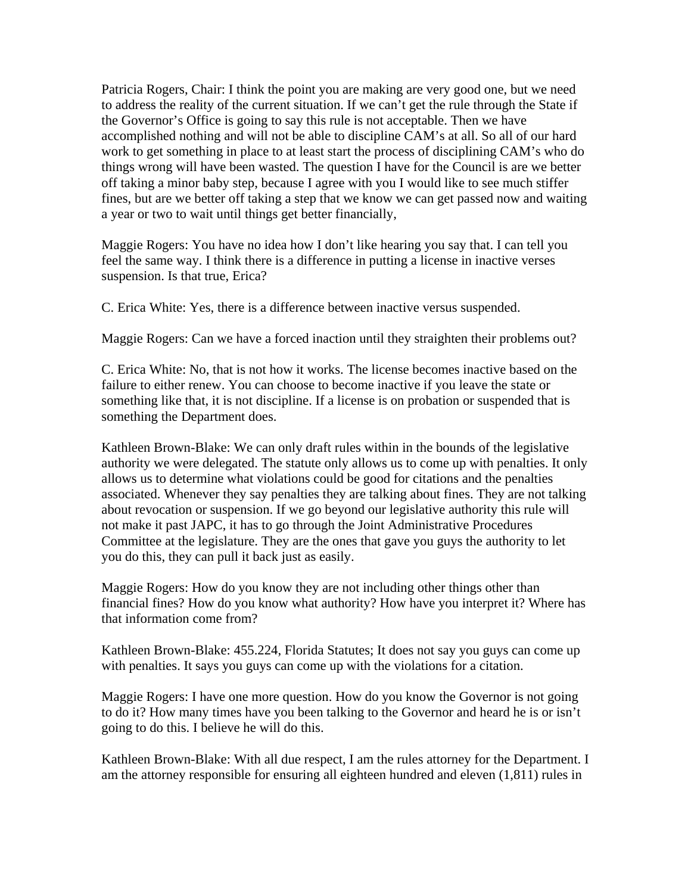Patricia Rogers, Chair: I think the point you are making are very good one, but we need to address the reality of the current situation. If we can't get the rule through the State if the Governor's Office is going to say this rule is not acceptable. Then we have accomplished nothing and will not be able to discipline CAM's at all. So all of our hard work to get something in place to at least start the process of disciplining CAM's who do things wrong will have been wasted. The question I have for the Council is are we better off taking a minor baby step, because I agree with you I would like to see much stiffer fines, but are we better off taking a step that we know we can get passed now and waiting a year or two to wait until things get better financially,

Maggie Rogers: You have no idea how I don't like hearing you say that. I can tell you feel the same way. I think there is a difference in putting a license in inactive verses suspension. Is that true, Erica?

C. Erica White: Yes, there is a difference between inactive versus suspended.

Maggie Rogers: Can we have a forced inaction until they straighten their problems out?

C. Erica White: No, that is not how it works. The license becomes inactive based on the failure to either renew. You can choose to become inactive if you leave the state or something like that, it is not discipline. If a license is on probation or suspended that is something the Department does.

Kathleen Brown-Blake: We can only draft rules within in the bounds of the legislative authority we were delegated. The statute only allows us to come up with penalties. It only allows us to determine what violations could be good for citations and the penalties associated. Whenever they say penalties they are talking about fines. They are not talking about revocation or suspension. If we go beyond our legislative authority this rule will not make it past JAPC, it has to go through the Joint Administrative Procedures Committee at the legislature. They are the ones that gave you guys the authority to let you do this, they can pull it back just as easily.

Maggie Rogers: How do you know they are not including other things other than financial fines? How do you know what authority? How have you interpret it? Where has that information come from?

Kathleen Brown-Blake: 455.224, Florida Statutes; It does not say you guys can come up with penalties. It says you guys can come up with the violations for a citation.

Maggie Rogers: I have one more question. How do you know the Governor is not going to do it? How many times have you been talking to the Governor and heard he is or isn't going to do this. I believe he will do this.

Kathleen Brown-Blake: With all due respect, I am the rules attorney for the Department. I am the attorney responsible for ensuring all eighteen hundred and eleven (1,811) rules in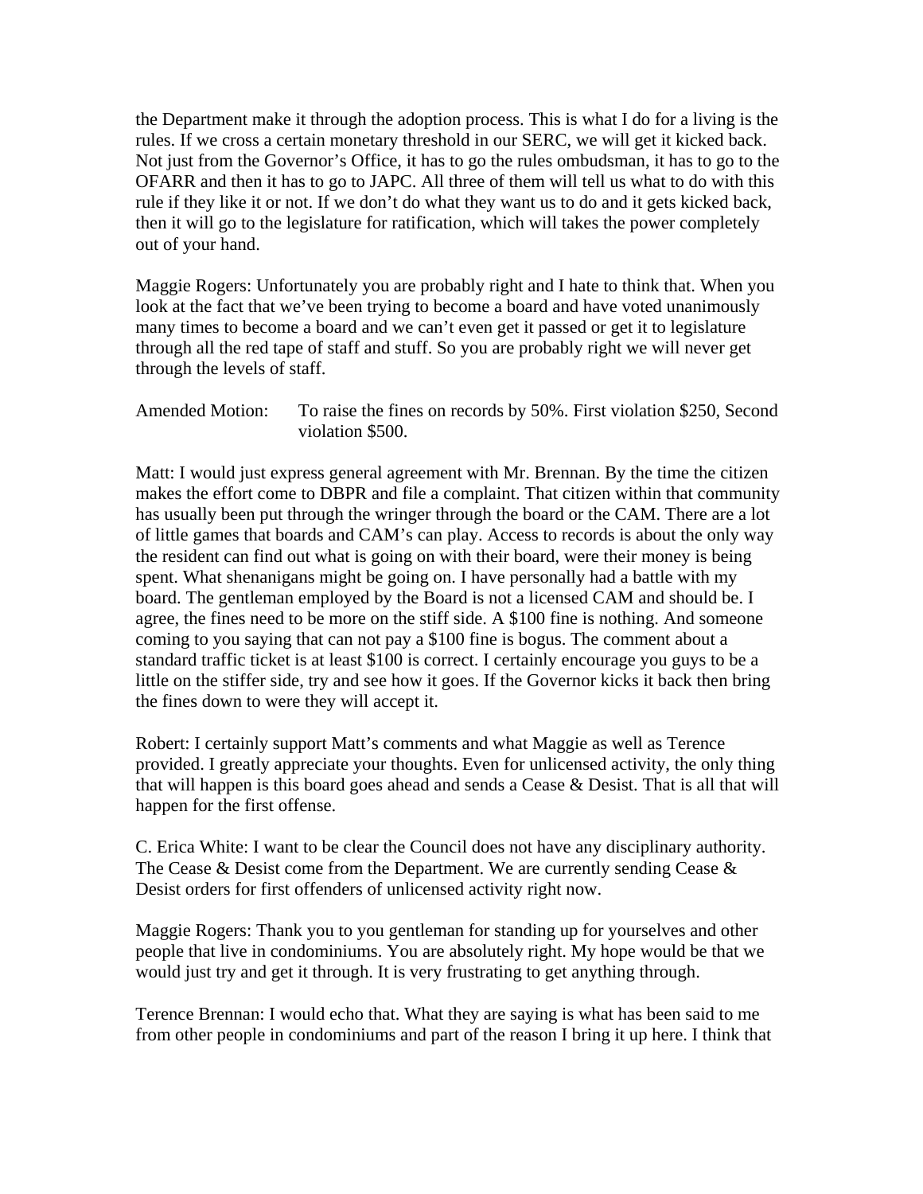the Department make it through the adoption process. This is what I do for a living is the rules. If we cross a certain monetary threshold in our SERC, we will get it kicked back. Not just from the Governor's Office, it has to go the rules ombudsman, it has to go to the OFARR and then it has to go to JAPC. All three of them will tell us what to do with this rule if they like it or not. If we don't do what they want us to do and it gets kicked back, then it will go to the legislature for ratification, which will takes the power completely out of your hand.

Maggie Rogers: Unfortunately you are probably right and I hate to think that. When you look at the fact that we've been trying to become a board and have voted unanimously many times to become a board and we can't even get it passed or get it to legislature through all the red tape of staff and stuff. So you are probably right we will never get through the levels of staff.

Amended Motion: To raise the fines on records by 50%. First violation $250, Second violation $500.

Matt: I would just express general agreement with Mr. Brennan. By the time the citizen makes the effort come to DBPR and file a complaint. That citizen within that community has usually been put through the wringer through the board or the CAM. There are a lot of little games that boards and CAM's can play. Access to records is about the only way the resident can find out what is going on with their board, were their money is being spent. What shenanigans might be going on. I have personally had a battle with my board. The gentleman employed by the Board is not a licensed CAM and should be. I agree, the fines need to be more on the stiff side. A $100 fine is nothing. And someone coming to you saying that can not pay a $100 fine is bogus. The comment about a standard traffic ticket is at least $100 is correct. I certainly encourage you guys to be a little on the stiffer side, try and see how it goes. If the Governor kicks it back then bring the fines down to were they will accept it.

Robert: I certainly support Matt's comments and what Maggie as well as Terence provided. I greatly appreciate your thoughts. Even for unlicensed activity, the only thing that will happen is this board goes ahead and sends a Cease & Desist. That is all that will happen for the first offense.

C. Erica White: I want to be clear the Council does not have any disciplinary authority. The Cease & Desist come from the Department. We are currently sending Cease & Desist orders for first offenders of unlicensed activity right now.

Maggie Rogers: Thank you to you gentleman for standing up for yourselves and other people that live in condominiums. You are absolutely right. My hope would be that we would just try and get it through. It is very frustrating to get anything through.

Terence Brennan: I would echo that. What they are saying is what has been said to me from other people in condominiums and part of the reason I bring it up here. I think that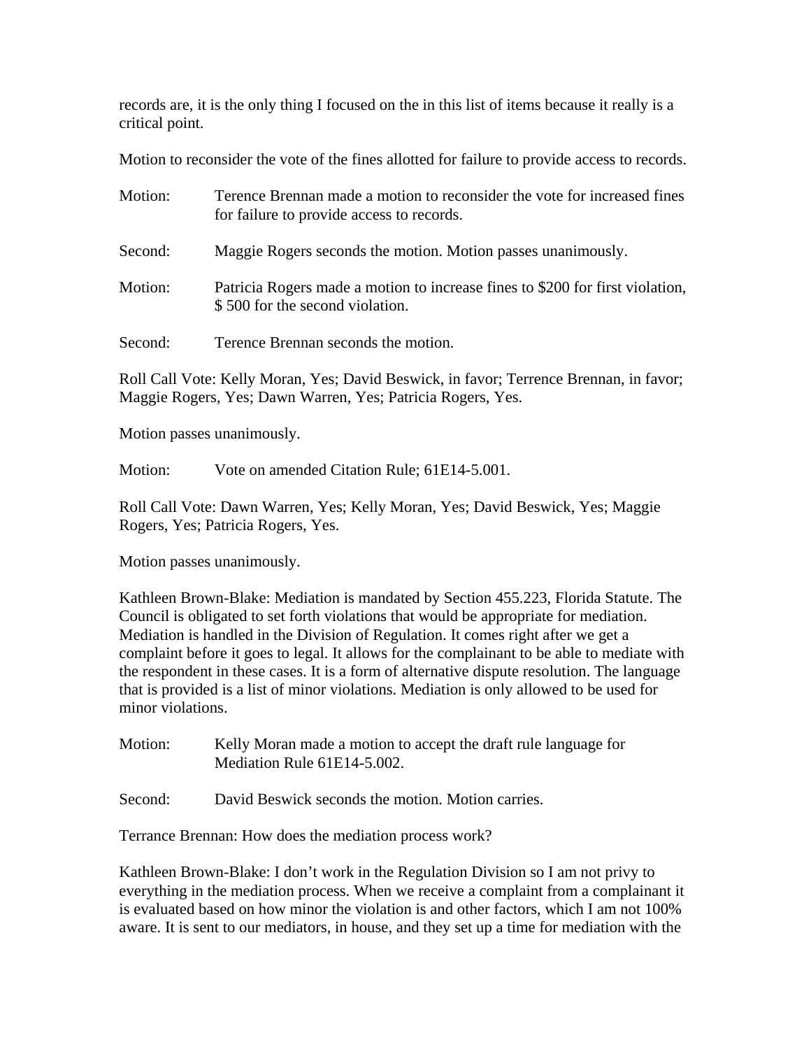records are, it is the only thing I focused on the in this list of items because it really is a critical point.

Motion to reconsider the vote of the fines allotted for failure to provide access to records.

Motion: Terence Brennan made a motion to reconsider the vote for increased fines for failure to provide access to records.

Second: Maggie Rogers seconds the motion. Motion passes unanimously.

Motion: Patricia Rogers made a motion to increase fines to $200 for first violation, $ 500 for the second violation.

Second: Terence Brennan seconds the motion.

Roll Call Vote: Kelly Moran, Yes; David Beswick, in favor; Terrence Brennan, in favor; Maggie Rogers, Yes; Dawn Warren, Yes; Patricia Rogers, Yes.

Motion passes unanimously.

Motion: Vote on amended Citation Rule; 61E14-5.001.

Roll Call Vote: Dawn Warren, Yes; Kelly Moran, Yes; David Beswick, Yes; Maggie Rogers, Yes; Patricia Rogers, Yes.

Motion passes unanimously.

Kathleen Brown-Blake: Mediation is mandated by Section 455.223, Florida Statute. The Council is obligated to set forth violations that would be appropriate for mediation. Mediation is handled in the Division of Regulation. It comes right after we get a complaint before it goes to legal. It allows for the complainant to be able to mediate with the respondent in these cases. It is a form of alternative dispute resolution. The language that is provided is a list of minor violations. Mediation is only allowed to be used for minor violations.

Motion: Kelly Moran made a motion to accept the draft rule language for Mediation Rule 61E14-5.002.

Second: David Beswick seconds the motion. Motion carries.

Terrance Brennan: How does the mediation process work?

Kathleen Brown-Blake: I don't work in the Regulation Division so I am not privy to everything in the mediation process. When we receive a complaint from a complainant it is evaluated based on how minor the violation is and other factors, which I am not 100% aware. It is sent to our mediators, in house, and they set up a time for mediation with the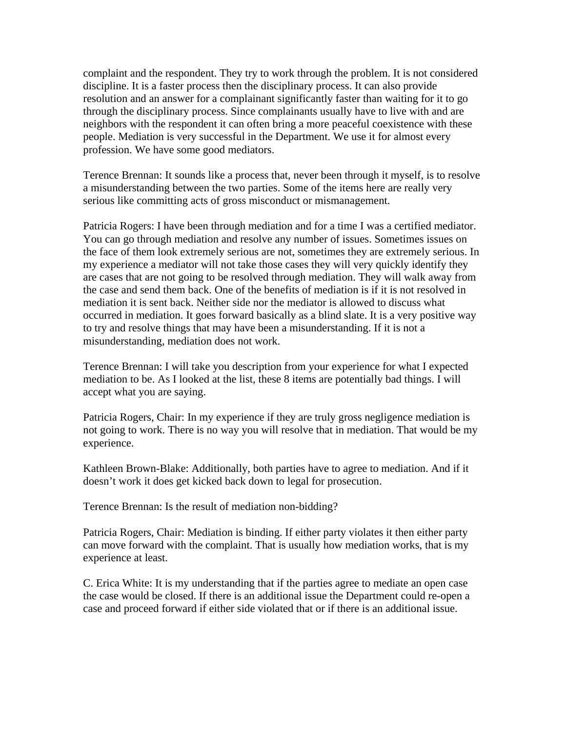complaint and the respondent. They try to work through the problem. It is not considered discipline. It is a faster process then the disciplinary process. It can also provide resolution and an answer for a complainant significantly faster than waiting for it to go through the disciplinary process. Since complainants usually have to live with and are neighbors with the respondent it can often bring a more peaceful coexistence with these people. Mediation is very successful in the Department. We use it for almost every profession. We have some good mediators.

Terence Brennan: It sounds like a process that, never been through it myself, is to resolve a misunderstanding between the two parties. Some of the items here are really very serious like committing acts of gross misconduct or mismanagement.

Patricia Rogers: I have been through mediation and for a time I was a certified mediator. You can go through mediation and resolve any number of issues. Sometimes issues on the face of them look extremely serious are not, sometimes they are extremely serious. In my experience a mediator will not take those cases they will very quickly identify they are cases that are not going to be resolved through mediation. They will walk away from the case and send them back. One of the benefits of mediation is if it is not resolved in mediation it is sent back. Neither side nor the mediator is allowed to discuss what occurred in mediation. It goes forward basically as a blind slate. It is a very positive way to try and resolve things that may have been a misunderstanding. If it is not a misunderstanding, mediation does not work.

Terence Brennan: I will take you description from your experience for what I expected mediation to be. As I looked at the list, these 8 items are potentially bad things. I will accept what you are saying.

Patricia Rogers, Chair: In my experience if they are truly gross negligence mediation is not going to work. There is no way you will resolve that in mediation. That would be my experience.

Kathleen Brown-Blake: Additionally, both parties have to agree to mediation. And if it doesn't work it does get kicked back down to legal for prosecution.

Terence Brennan: Is the result of mediation non-bidding?

Patricia Rogers, Chair: Mediation is binding. If either party violates it then either party can move forward with the complaint. That is usually how mediation works, that is my experience at least.

C. Erica White: It is my understanding that if the parties agree to mediate an open case the case would be closed. If there is an additional issue the Department could re-open a case and proceed forward if either side violated that or if there is an additional issue.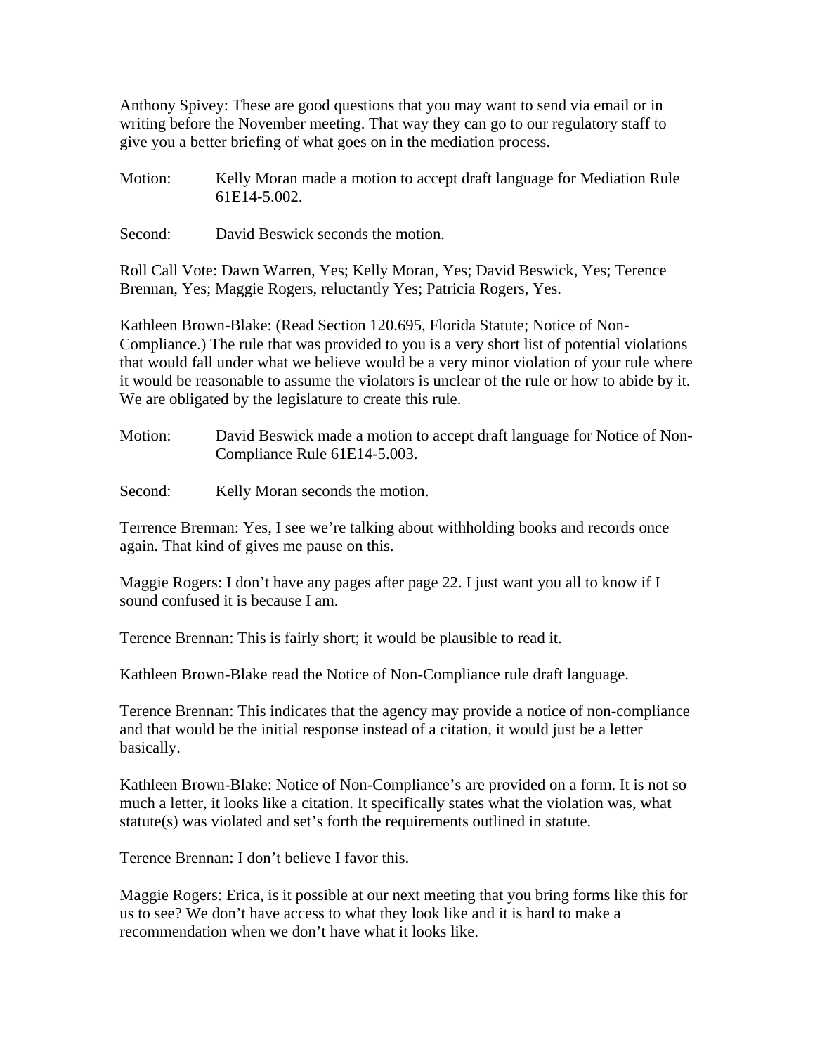Anthony Spivey: These are good questions that you may want to send via email or in writing before the November meeting. That way they can go to our regulatory staff to give you a better briefing of what goes on in the mediation process.

Motion: Kelly Moran made a motion to accept draft language for Mediation Rule 61E14-5.002.

Second: David Beswick seconds the motion.

Roll Call Vote: Dawn Warren, Yes; Kelly Moran, Yes; David Beswick, Yes; Terence Brennan, Yes; Maggie Rogers, reluctantly Yes; Patricia Rogers, Yes.

Kathleen Brown-Blake: (Read Section 120.695, Florida Statute; Notice of Non-Compliance.) The rule that was provided to you is a very short list of potential violations that would fall under what we believe would be a very minor violation of your rule where it would be reasonable to assume the violators is unclear of the rule or how to abide by it. We are obligated by the legislature to create this rule.

Motion: David Beswick made a motion to accept draft language for Notice of Non-Compliance Rule 61E14-5.003.

Second: Kelly Moran seconds the motion.

Terrence Brennan: Yes, I see we're talking about withholding books and records once again. That kind of gives me pause on this.

Maggie Rogers: I don't have any pages after page 22. I just want you all to know if I sound confused it is because I am.

Terence Brennan: This is fairly short; it would be plausible to read it.

Kathleen Brown-Blake read the Notice of Non-Compliance rule draft language.

Terence Brennan: This indicates that the agency may provide a notice of non-compliance and that would be the initial response instead of a citation, it would just be a letter basically.

Kathleen Brown-Blake: Notice of Non-Compliance's are provided on a form. It is not so much a letter, it looks like a citation. It specifically states what the violation was, what statute(s) was violated and set's forth the requirements outlined in statute.

Terence Brennan: I don't believe I favor this.

Maggie Rogers: Erica, is it possible at our next meeting that you bring forms like this for us to see? We don't have access to what they look like and it is hard to make a recommendation when we don't have what it looks like.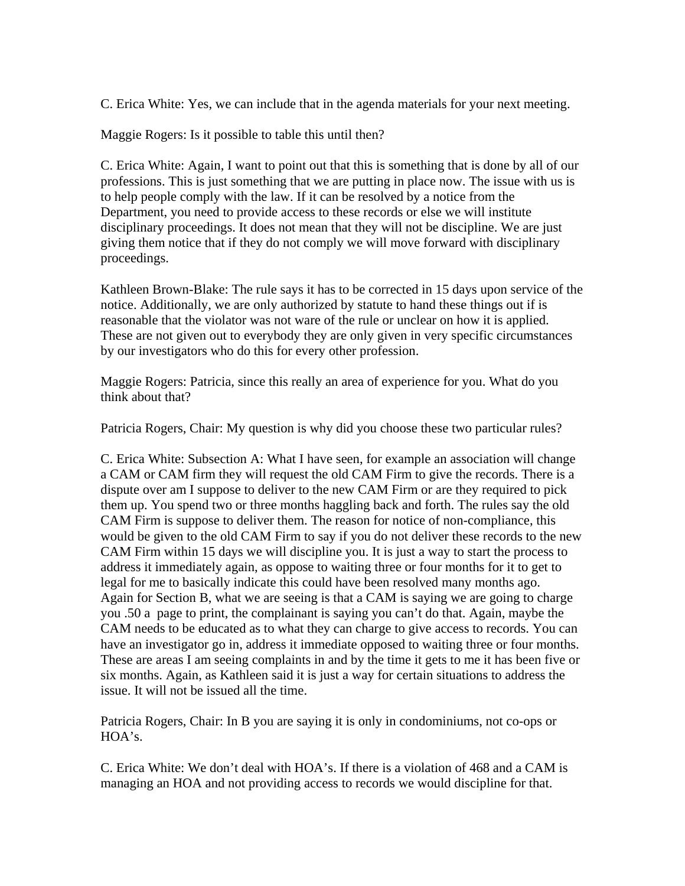C. Erica White: Yes, we can include that in the agenda materials for your next meeting.

Maggie Rogers: Is it possible to table this until then?

C. Erica White: Again, I want to point out that this is something that is done by all of our professions. This is just something that we are putting in place now. The issue with us is to help people comply with the law. If it can be resolved by a notice from the Department, you need to provide access to these records or else we will institute disciplinary proceedings. It does not mean that they will not be discipline. We are just giving them notice that if they do not comply we will move forward with disciplinary proceedings.

Kathleen Brown-Blake: The rule says it has to be corrected in 15 days upon service of the notice. Additionally, we are only authorized by statute to hand these things out if is reasonable that the violator was not ware of the rule or unclear on how it is applied. These are not given out to everybody they are only given in very specific circumstances by our investigators who do this for every other profession.

Maggie Rogers: Patricia, since this really an area of experience for you. What do you think about that?

Patricia Rogers, Chair: My question is why did you choose these two particular rules?

C. Erica White: Subsection A: What I have seen, for example an association will change a CAM or CAM firm they will request the old CAM Firm to give the records. There is a dispute over am I suppose to deliver to the new CAM Firm or are they required to pick them up. You spend two or three months haggling back and forth. The rules say the old CAM Firm is suppose to deliver them. The reason for notice of non-compliance, this would be given to the old CAM Firm to say if you do not deliver these records to the new CAM Firm within 15 days we will discipline you. It is just a way to start the process to address it immediately again, as oppose to waiting three or four months for it to get to legal for me to basically indicate this could have been resolved many months ago. Again for Section B, what we are seeing is that a CAM is saying we are going to charge you .50 a page to print, the complainant is saying you can't do that. Again, maybe the CAM needs to be educated as to what they can charge to give access to records. You can have an investigator go in, address it immediate opposed to waiting three or four months. These are areas I am seeing complaints in and by the time it gets to me it has been five or six months. Again, as Kathleen said it is just a way for certain situations to address the issue. It will not be issued all the time.

Patricia Rogers, Chair: In B you are saying it is only in condominiums, not co-ops or HOA's.

C. Erica White: We don't deal with HOA's. If there is a violation of 468 and a CAM is managing an HOA and not providing access to records we would discipline for that.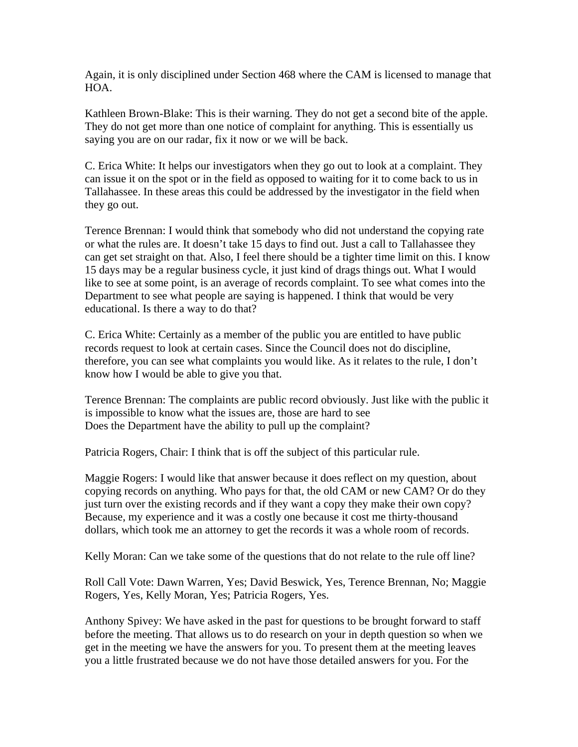Again, it is only disciplined under Section 468 where the CAM is licensed to manage that HOA.

Kathleen Brown-Blake: This is their warning. They do not get a second bite of the apple. They do not get more than one notice of complaint for anything. This is essentially us saying you are on our radar, fix it now or we will be back.

C. Erica White: It helps our investigators when they go out to look at a complaint. They can issue it on the spot or in the field as opposed to waiting for it to come back to us in Tallahassee. In these areas this could be addressed by the investigator in the field when they go out.

Terence Brennan: I would think that somebody who did not understand the copying rate or what the rules are. It doesn't take 15 days to find out. Just a call to Tallahassee they can get set straight on that. Also, I feel there should be a tighter time limit on this. I know 15 days may be a regular business cycle, it just kind of drags things out. What I would like to see at some point, is an average of records complaint. To see what comes into the Department to see what people are saying is happened. I think that would be very educational. Is there a way to do that?

C. Erica White: Certainly as a member of the public you are entitled to have public records request to look at certain cases. Since the Council does not do discipline, therefore, you can see what complaints you would like. As it relates to the rule, I don't know how I would be able to give you that.

Terence Brennan: The complaints are public record obviously. Just like with the public it is impossible to know what the issues are, those are hard to see
Does the Department have the ability to pull up the complaint?

Patricia Rogers, Chair: I think that is off the subject of this particular rule.

Maggie Rogers: I would like that answer because it does reflect on my question, about copying records on anything. Who pays for that, the old CAM or new CAM? Or do they just turn over the existing records and if they want a copy they make their own copy? Because, my experience and it was a costly one because it cost me thirty-thousand dollars, which took me an attorney to get the records it was a whole room of records.

Kelly Moran: Can we take some of the questions that do not relate to the rule off line?

Roll Call Vote: Dawn Warren, Yes; David Beswick, Yes, Terence Brennan, No; Maggie Rogers, Yes, Kelly Moran, Yes; Patricia Rogers, Yes.

Anthony Spivey: We have asked in the past for questions to be brought forward to staff before the meeting. That allows us to do research on your in depth question so when we get in the meeting we have the answers for you. To present them at the meeting leaves you a little frustrated because we do not have those detailed answers for you. For the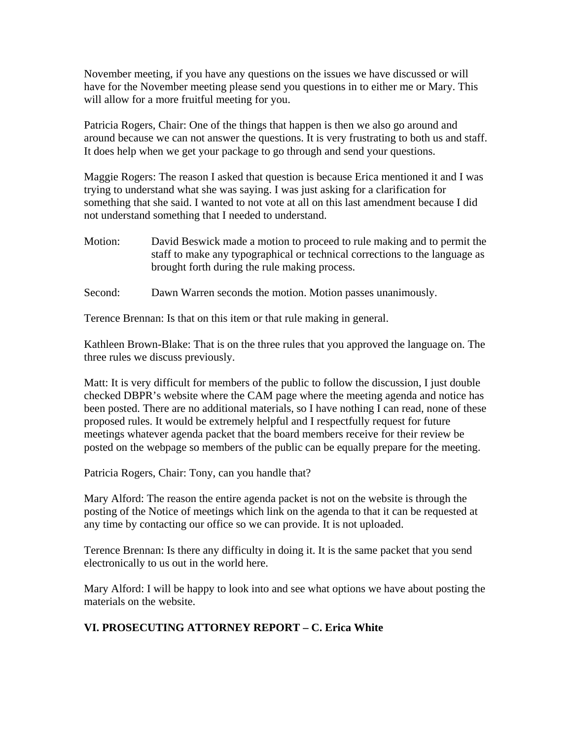November meeting, if you have any questions on the issues we have discussed or will have for the November meeting please send you questions in to either me or Mary. This will allow for a more fruitful meeting for you.

Patricia Rogers, Chair: One of the things that happen is then we also go around and around because we can not answer the questions. It is very frustrating to both us and staff. It does help when we get your package to go through and send your questions.

Maggie Rogers: The reason I asked that question is because Erica mentioned it and I was trying to understand what she was saying. I was just asking for a clarification for something that she said. I wanted to not vote at all on this last amendment because I did not understand something that I needed to understand.

Motion: David Beswick made a motion to proceed to rule making and to permit the staff to make any typographical or technical corrections to the language as brought forth during the rule making process.

Second: Dawn Warren seconds the motion. Motion passes unanimously.

Terence Brennan: Is that on this item or that rule making in general.

Kathleen Brown-Blake: That is on the three rules that you approved the language on. The three rules we discuss previously.

Matt: It is very difficult for members of the public to follow the discussion, I just double checked DBPR's website where the CAM page where the meeting agenda and notice has been posted. There are no additional materials, so I have nothing I can read, none of these proposed rules. It would be extremely helpful and I respectfully request for future meetings whatever agenda packet that the board members receive for their review be posted on the webpage so members of the public can be equally prepare for the meeting.

Patricia Rogers, Chair: Tony, can you handle that?

Mary Alford: The reason the entire agenda packet is not on the website is through the posting of the Notice of meetings which link on the agenda to that it can be requested at any time by contacting our office so we can provide. It is not uploaded.

Terence Brennan: Is there any difficulty in doing it. It is the same packet that you send electronically to us out in the world here.

Mary Alford: I will be happy to look into and see what options we have about posting the materials on the website.

## VI. PROSECUTING ATTORNEY REPORT – C. Erica White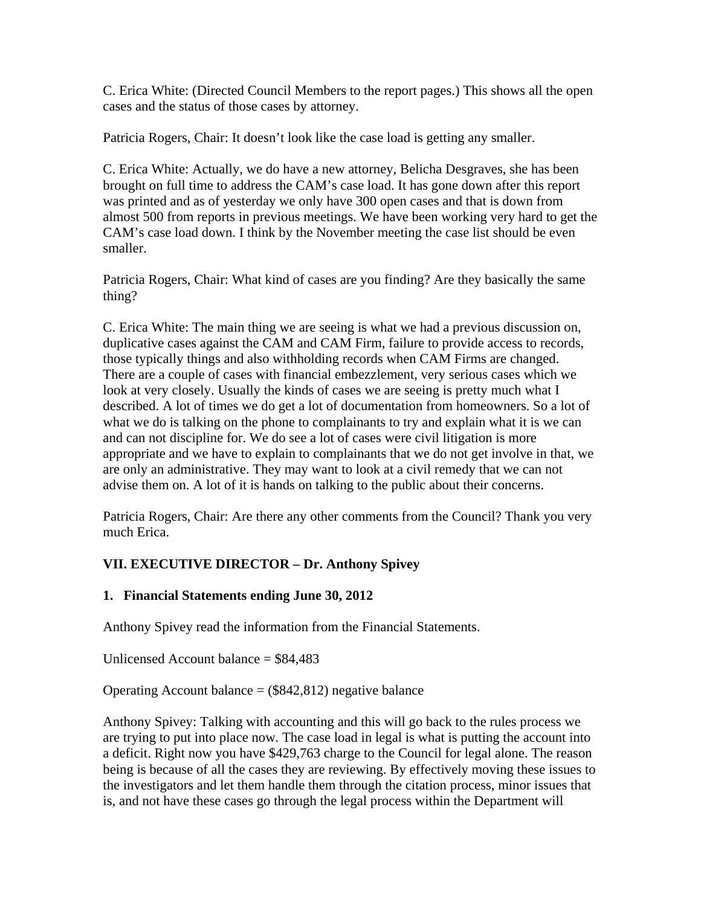C. Erica White: (Directed Council Members to the report pages.) This shows all the open cases and the status of those cases by attorney.

Patricia Rogers, Chair: It doesn't look like the case load is getting any smaller.

C. Erica White: Actually, we do have a new attorney, Belicha Desgraves, she has been brought on full time to address the CAM's case load. It has gone down after this report was printed and as of yesterday we only have 300 open cases and that is down from almost 500 from reports in previous meetings. We have been working very hard to get the CAM's case load down. I think by the November meeting the case list should be even smaller.

Patricia Rogers, Chair: What kind of cases are you finding? Are they basically the same thing?

C. Erica White: The main thing we are seeing is what we had a previous discussion on, duplicative cases against the CAM and CAM Firm, failure to provide access to records, those typically things and also withholding records when CAM Firms are changed. There are a couple of cases with financial embezzlement, very serious cases which we look at very closely. Usually the kinds of cases we are seeing is pretty much what I described. A lot of times we do get a lot of documentation from homeowners. So a lot of what we do is talking on the phone to complainants to try and explain what it is we can and can not discipline for. We do see a lot of cases were civil litigation is more appropriate and we have to explain to complainants that we do not get involve in that, we are only an administrative. They may want to look at a civil remedy that we can not advise them on. A lot of it is hands on talking to the public about their concerns.

Patricia Rogers, Chair: Are there any other comments from the Council? Thank you very much Erica.

**VII. EXECUTIVE DIRECTOR – Dr. Anthony Spivey**

**1. Financial Statements ending June 30, 2012**

Anthony Spivey read the information from the Financial Statements.

Unlicensed Account balance = $84,483

Operating Account balance = ($842,812) negative balance

Anthony Spivey: Talking with accounting and this will go back to the rules process we are trying to put into place now. The case load in legal is what is putting the account into a deficit. Right now you have $429,763 charge to the Council for legal alone. The reason being is because of all the cases they are reviewing. By effectively moving these issues to the investigators and let them handle them through the citation process, minor issues that is, and not have these cases go through the legal process within the Department will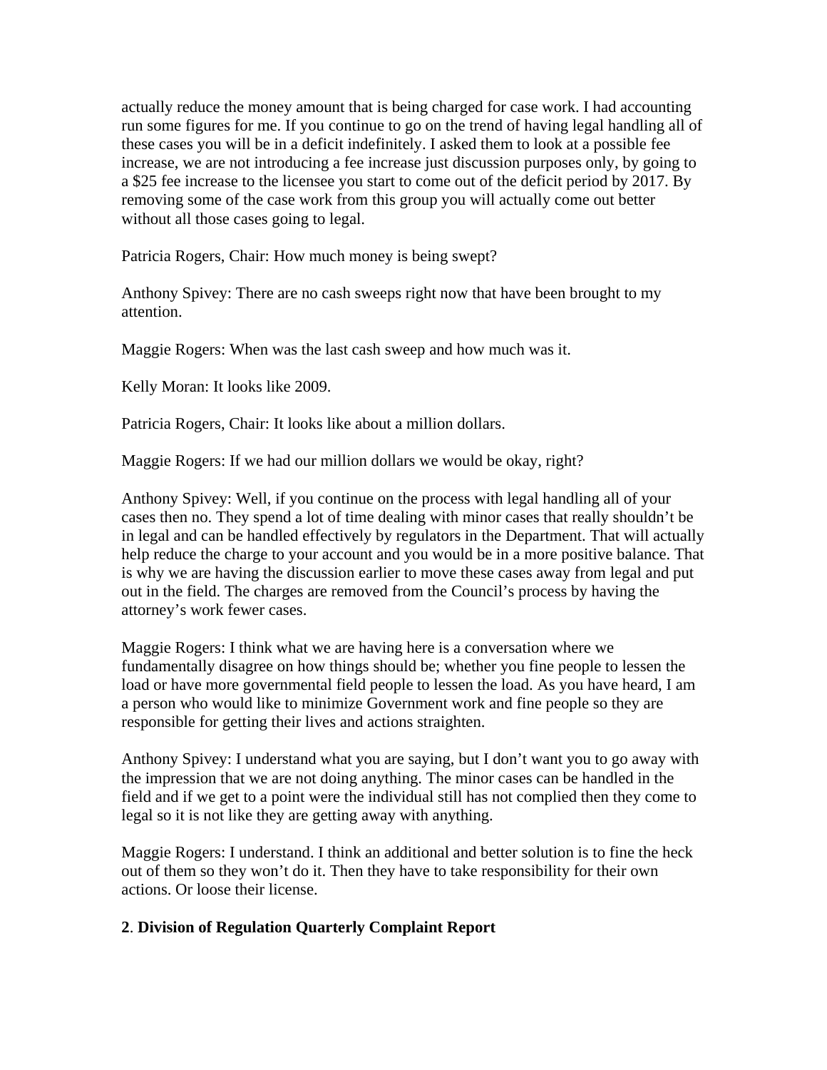actually reduce the money amount that is being charged for case work. I had accounting run some figures for me. If you continue to go on the trend of having legal handling all of these cases you will be in a deficit indefinitely. I asked them to look at a possible fee increase, we are not introducing a fee increase just discussion purposes only, by going to a $25 fee increase to the licensee you start to come out of the deficit period by 2017. By removing some of the case work from this group you will actually come out better without all those cases going to legal.

Patricia Rogers, Chair: How much money is being swept?

Anthony Spivey: There are no cash sweeps right now that have been brought to my attention.

Maggie Rogers: When was the last cash sweep and how much was it.

Kelly Moran: It looks like 2009.

Patricia Rogers, Chair: It looks like about a million dollars.

Maggie Rogers: If we had our million dollars we would be okay, right?

Anthony Spivey: Well, if you continue on the process with legal handling all of your cases then no. They spend a lot of time dealing with minor cases that really shouldn't be in legal and can be handled effectively by regulators in the Department. That will actually help reduce the charge to your account and you would be in a more positive balance. That is why we are having the discussion earlier to move these cases away from legal and put out in the field. The charges are removed from the Council's process by having the attorney's work fewer cases.

Maggie Rogers: I think what we are having here is a conversation where we fundamentally disagree on how things should be; whether you fine people to lessen the load or have more governmental field people to lessen the load. As you have heard, I am a person who would like to minimize Government work and fine people so they are responsible for getting their lives and actions straighten.

Anthony Spivey: I understand what you are saying, but I don't want you to go away with the impression that we are not doing anything. The minor cases can be handled in the field and if we get to a point were the individual still has not complied then they come to legal so it is not like they are getting away with anything.

Maggie Rogers: I understand. I think an additional and better solution is to fine the heck out of them so they won't do it. Then they have to take responsibility for their own actions. Or loose their license.

**2**. **Division of Regulation Quarterly Complaint Report**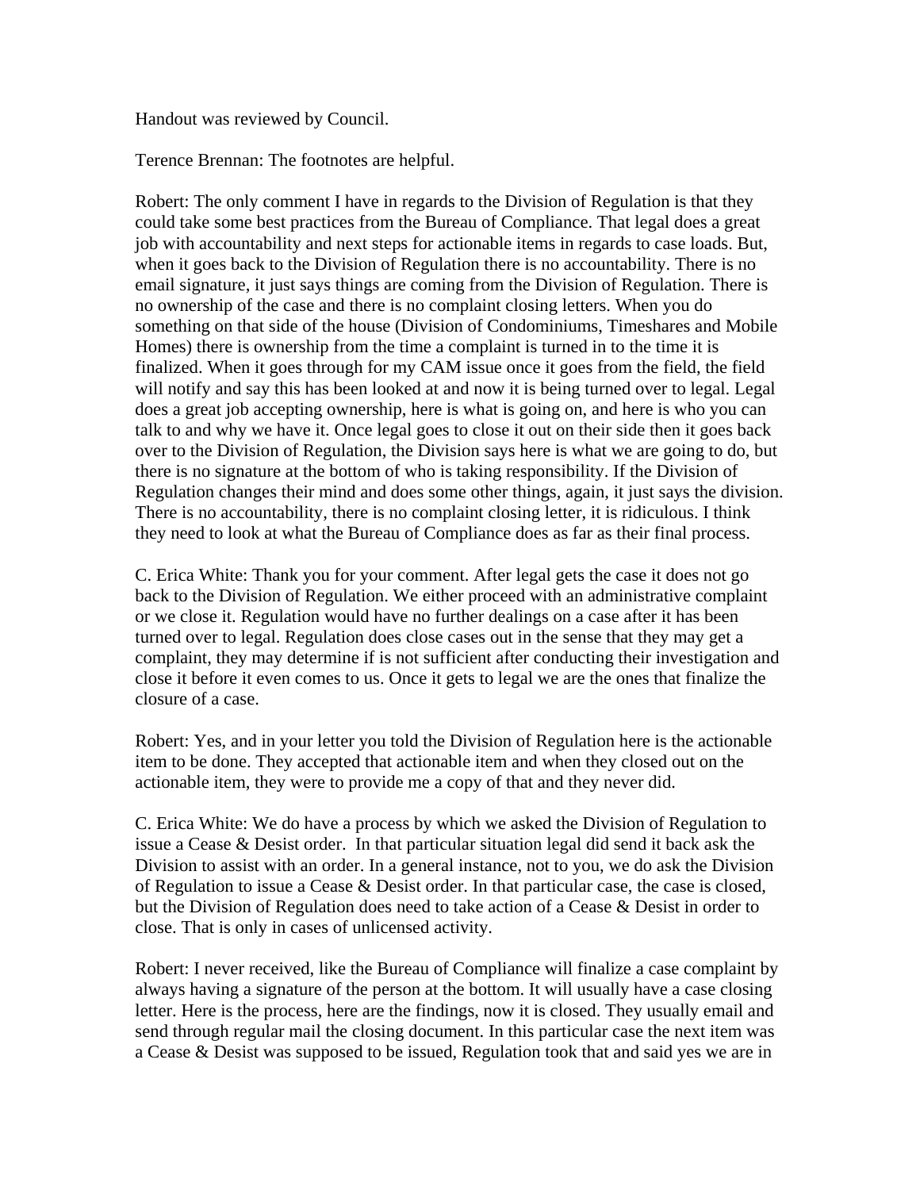Handout was reviewed by Council.

Terence Brennan: The footnotes are helpful.

Robert: The only comment I have in regards to the Division of Regulation is that they could take some best practices from the Bureau of Compliance. That legal does a great job with accountability and next steps for actionable items in regards to case loads. But, when it goes back to the Division of Regulation there is no accountability. There is no email signature, it just says things are coming from the Division of Regulation. There is no ownership of the case and there is no complaint closing letters. When you do something on that side of the house (Division of Condominiums, Timeshares and Mobile Homes) there is ownership from the time a complaint is turned in to the time it is finalized. When it goes through for my CAM issue once it goes from the field, the field will notify and say this has been looked at and now it is being turned over to legal. Legal does a great job accepting ownership, here is what is going on, and here is who you can talk to and why we have it. Once legal goes to close it out on their side then it goes back over to the Division of Regulation, the Division says here is what we are going to do, but there is no signature at the bottom of who is taking responsibility. If the Division of Regulation changes their mind and does some other things, again, it just says the division. There is no accountability, there is no complaint closing letter, it is ridiculous. I think they need to look at what the Bureau of Compliance does as far as their final process.

C. Erica White: Thank you for your comment. After legal gets the case it does not go back to the Division of Regulation. We either proceed with an administrative complaint or we close it. Regulation would have no further dealings on a case after it has been turned over to legal. Regulation does close cases out in the sense that they may get a complaint, they may determine if is not sufficient after conducting their investigation and close it before it even comes to us. Once it gets to legal we are the ones that finalize the closure of a case.

Robert: Yes, and in your letter you told the Division of Regulation here is the actionable item to be done. They accepted that actionable item and when they closed out on the actionable item, they were to provide me a copy of that and they never did.

C. Erica White: We do have a process by which we asked the Division of Regulation to issue a Cease & Desist order. In that particular situation legal did send it back ask the Division to assist with an order. In a general instance, not to you, we do ask the Division of Regulation to issue a Cease & Desist order. In that particular case, the case is closed, but the Division of Regulation does need to take action of a Cease & Desist in order to close. That is only in cases of unlicensed activity.

Robert: I never received, like the Bureau of Compliance will finalize a case complaint by always having a signature of the person at the bottom. It will usually have a case closing letter. Here is the process, here are the findings, now it is closed. They usually email and send through regular mail the closing document. In this particular case the next item was a Cease & Desist was supposed to be issued, Regulation took that and said yes we are in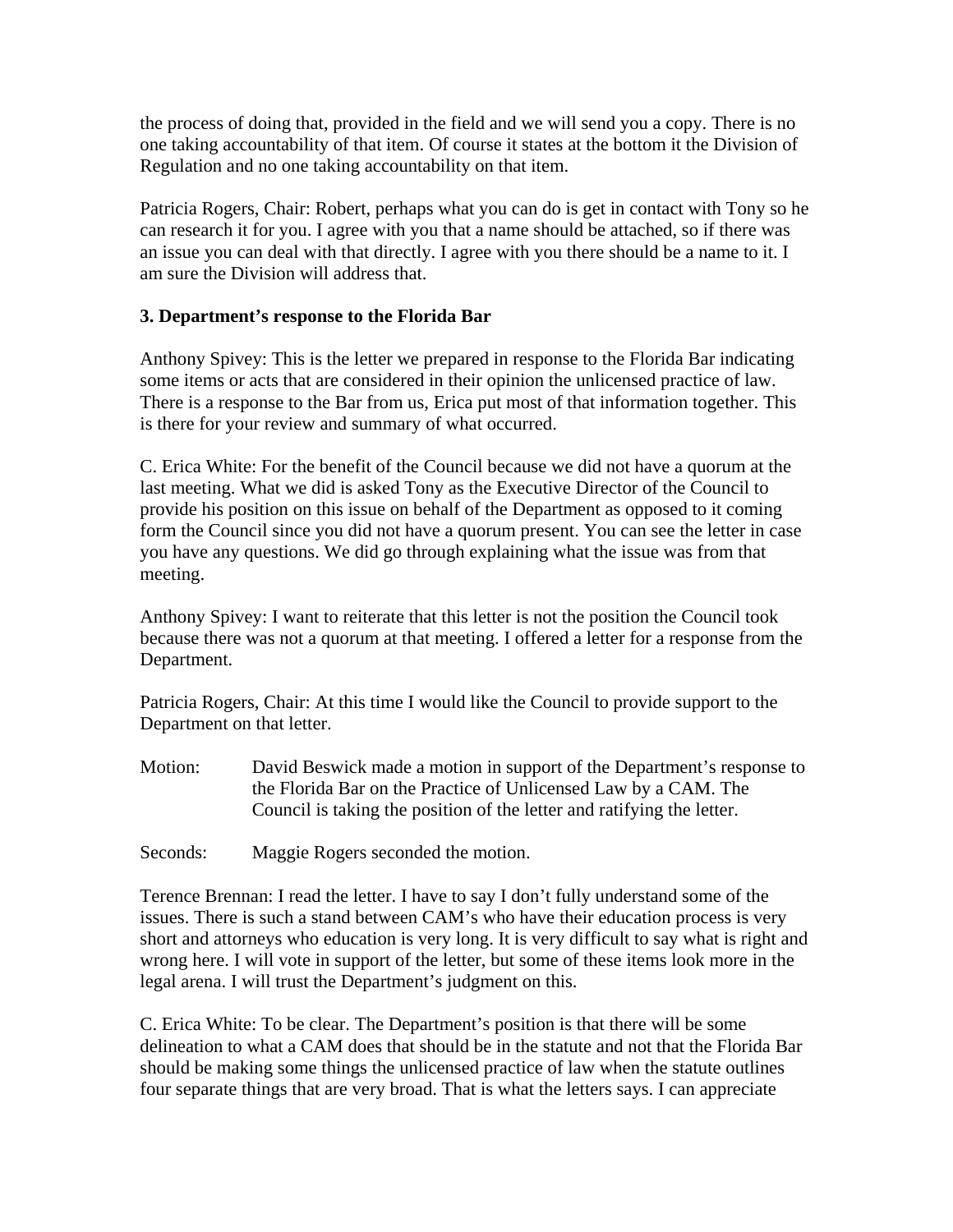the process of doing that, provided in the field and we will send you a copy. There is no one taking accountability of that item. Of course it states at the bottom it the Division of Regulation and no one taking accountability on that item.

Patricia Rogers, Chair: Robert, perhaps what you can do is get in contact with Tony so he can research it for you. I agree with you that a name should be attached, so if there was an issue you can deal with that directly. I agree with you there should be a name to it. I am sure the Division will address that.

**3. Department's response to the Florida Bar**

Anthony Spivey: This is the letter we prepared in response to the Florida Bar indicating some items or acts that are considered in their opinion the unlicensed practice of law. There is a response to the Bar from us, Erica put most of that information together. This is there for your review and summary of what occurred.

C. Erica White: For the benefit of the Council because we did not have a quorum at the last meeting. What we did is asked Tony as the Executive Director of the Council to provide his position on this issue on behalf of the Department as opposed to it coming form the Council since you did not have a quorum present. You can see the letter in case you have any questions. We did go through explaining what the issue was from that meeting.

Anthony Spivey: I want to reiterate that this letter is not the position the Council took because there was not a quorum at that meeting. I offered a letter for a response from the Department.

Patricia Rogers, Chair: At this time I would like the Council to provide support to the Department on that letter.

Motion: David Beswick made a motion in support of the Department's response to the Florida Bar on the Practice of Unlicensed Law by a CAM. The Council is taking the position of the letter and ratifying the letter.

Seconds: Maggie Rogers seconded the motion.

Terence Brennan: I read the letter. I have to say I don't fully understand some of the issues. There is such a stand between CAM's who have their education process is very short and attorneys who education is very long. It is very difficult to say what is right and wrong here. I will vote in support of the letter, but some of these items look more in the legal arena. I will trust the Department's judgment on this.

C. Erica White: To be clear. The Department's position is that there will be some delineation to what a CAM does that should be in the statute and not that the Florida Bar should be making some things the unlicensed practice of law when the statute outlines four separate things that are very broad. That is what the letters says. I can appreciate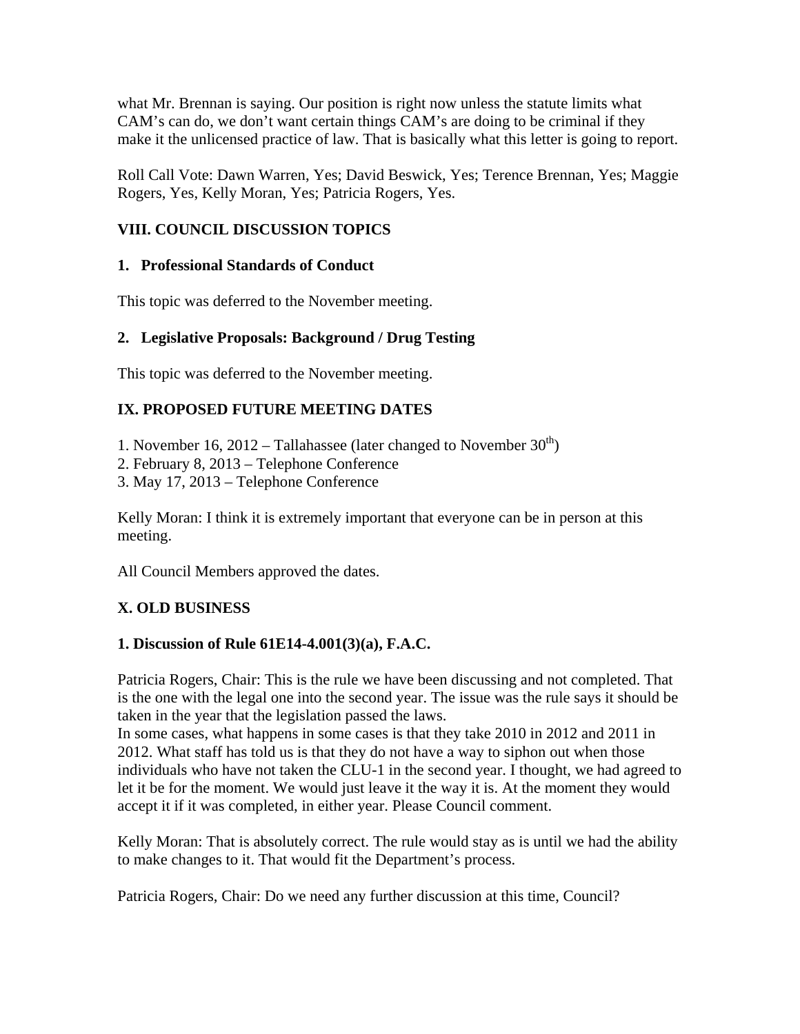what Mr. Brennan is saying. Our position is right now unless the statute limits what CAM's can do, we don't want certain things CAM's are doing to be criminal if they make it the unlicensed practice of law. That is basically what this letter is going to report.

Roll Call Vote: Dawn Warren, Yes; David Beswick, Yes; Terence Brennan, Yes; Maggie Rogers, Yes, Kelly Moran, Yes; Patricia Rogers, Yes.

## VIII. COUNCIL DISCUSSION TOPICS

### 1. Professional Standards of Conduct

This topic was deferred to the November meeting.

### 2. Legislative Proposals: Background / Drug Testing

This topic was deferred to the November meeting.

## IX. PROPOSED FUTURE MEETING DATES

1. November 16, 2012 – Tallahassee (later changed to November 30th)
2. February 8, 2013 – Telephone Conference
3. May 17, 2013 – Telephone Conference

Kelly Moran: I think it is extremely important that everyone can be in person at this meeting.

All Council Members approved the dates.

## X. OLD BUSINESS

### 1. Discussion of Rule 61E14-4.001(3)(a), F.A.C.

Patricia Rogers, Chair: This is the rule we have been discussing and not completed. That is the one with the legal one into the second year. The issue was the rule says it should be taken in the year that the legislation passed the laws.
In some cases, what happens in some cases is that they take 2010 in 2012 and 2011 in 2012. What staff has told us is that they do not have a way to siphon out when those individuals who have not taken the CLU-1 in the second year. I thought, we had agreed to let it be for the moment. We would just leave it the way it is. At the moment they would accept it if it was completed, in either year. Please Council comment.

Kelly Moran: That is absolutely correct. The rule would stay as is until we had the ability to make changes to it. That would fit the Department's process.

Patricia Rogers, Chair: Do we need any further discussion at this time, Council?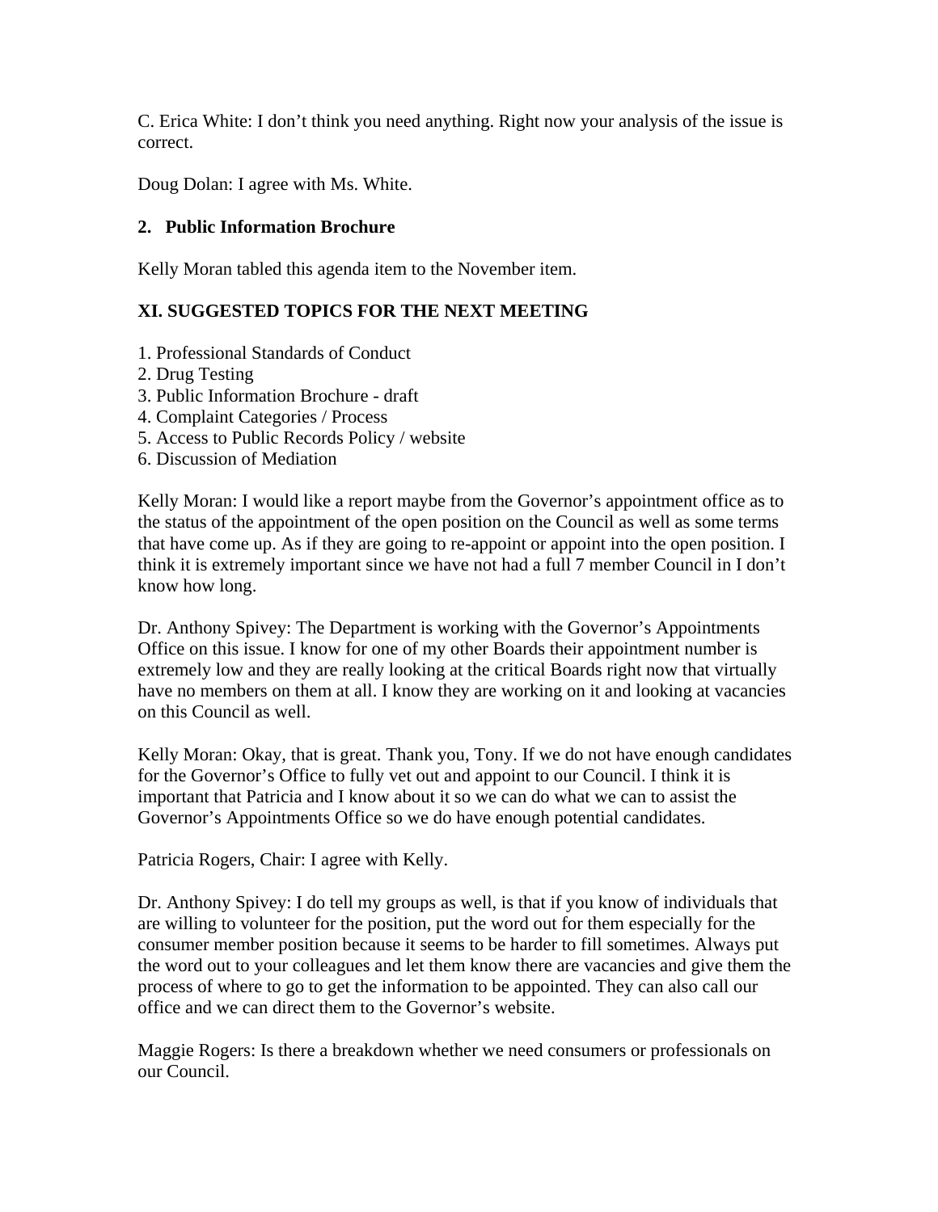C. Erica White: I don't think you need anything. Right now your analysis of the issue is correct.

Doug Dolan: I agree with Ms. White.

**2. Public Information Brochure**

Kelly Moran tabled this agenda item to the November item.

**XI. SUGGESTED TOPICS FOR THE NEXT MEETING**

1. Professional Standards of Conduct
2. Drug Testing
3. Public Information Brochure - draft
4. Complaint Categories / Process
5. Access to Public Records Policy / website
6. Discussion of Mediation

Kelly Moran: I would like a report maybe from the Governor's appointment office as to the status of the appointment of the open position on the Council as well as some terms that have come up. As if they are going to re-appoint or appoint into the open position. I think it is extremely important since we have not had a full 7 member Council in I don't know how long.

Dr. Anthony Spivey: The Department is working with the Governor's Appointments Office on this issue. I know for one of my other Boards their appointment number is extremely low and they are really looking at the critical Boards right now that virtually have no members on them at all. I know they are working on it and looking at vacancies on this Council as well.

Kelly Moran: Okay, that is great. Thank you, Tony. If we do not have enough candidates for the Governor's Office to fully vet out and appoint to our Council. I think it is important that Patricia and I know about it so we can do what we can to assist the Governor's Appointments Office so we do have enough potential candidates.

Patricia Rogers, Chair: I agree with Kelly.

Dr. Anthony Spivey: I do tell my groups as well, is that if you know of individuals that are willing to volunteer for the position, put the word out for them especially for the consumer member position because it seems to be harder to fill sometimes. Always put the word out to your colleagues and let them know there are vacancies and give them the process of where to go to get the information to be appointed. They can also call our office and we can direct them to the Governor's website.

Maggie Rogers: Is there a breakdown whether we need consumers or professionals on our Council.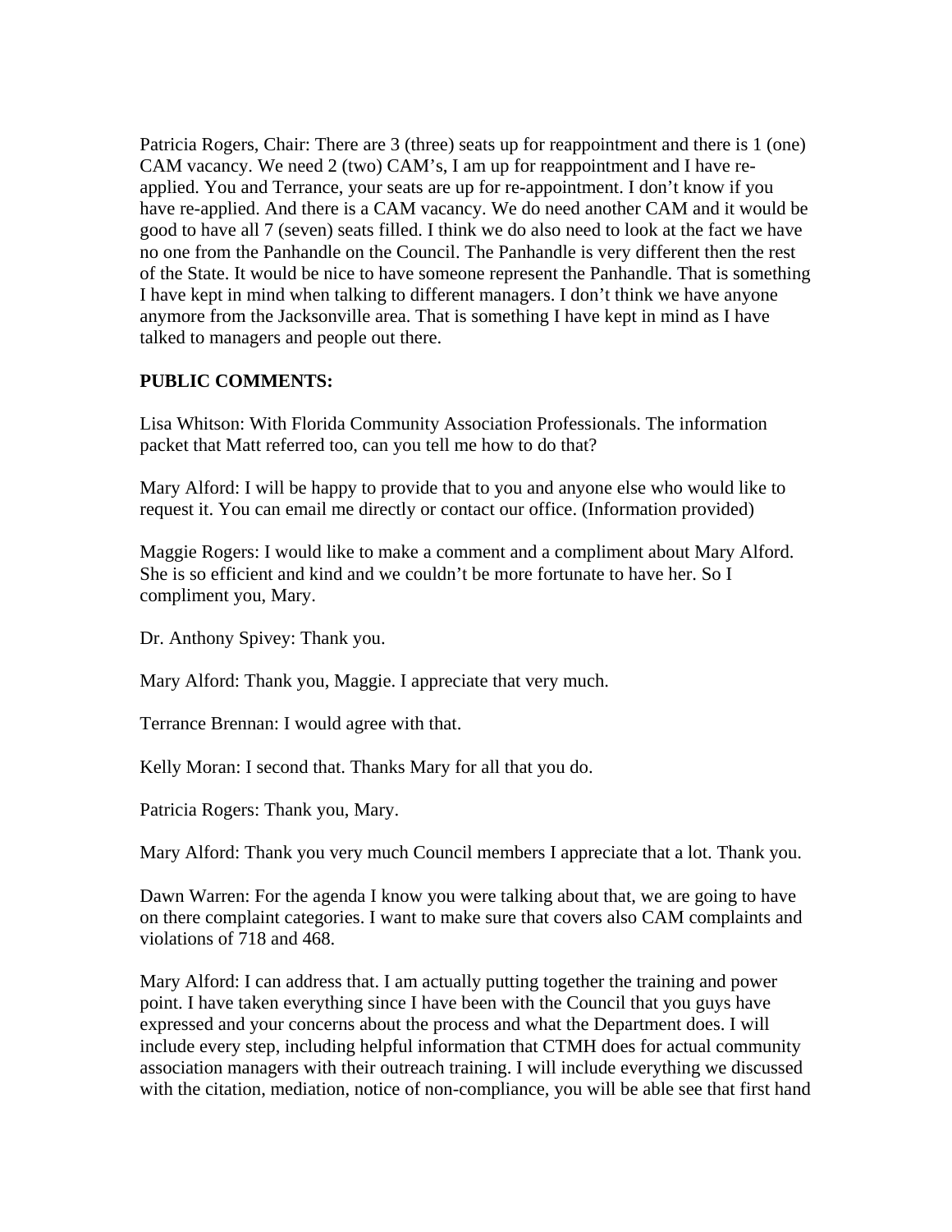Patricia Rogers, Chair: There are 3 (three) seats up for reappointment and there is 1 (one) CAM vacancy. We need 2 (two) CAM's, I am up for reappointment and I have re-applied. You and Terrance, your seats are up for re-appointment. I don't know if you have re-applied. And there is a CAM vacancy. We do need another CAM and it would be good to have all 7 (seven) seats filled. I think we do also need to look at the fact we have no one from the Panhandle on the Council. The Panhandle is very different then the rest of the State. It would be nice to have someone represent the Panhandle. That is something I have kept in mind when talking to different managers. I don't think we have anyone anymore from the Jacksonville area. That is something I have kept in mind as I have talked to managers and people out there.

**PUBLIC COMMENTS:**

Lisa Whitson: With Florida Community Association Professionals. The information packet that Matt referred too, can you tell me how to do that?

Mary Alford: I will be happy to provide that to you and anyone else who would like to request it. You can email me directly or contact our office. (Information provided)

Maggie Rogers: I would like to make a comment and a compliment about Mary Alford. She is so efficient and kind and we couldn't be more fortunate to have her. So I compliment you, Mary.

Dr. Anthony Spivey: Thank you.

Mary Alford: Thank you, Maggie. I appreciate that very much.

Terrance Brennan: I would agree with that.

Kelly Moran: I second that. Thanks Mary for all that you do.

Patricia Rogers: Thank you, Mary.

Mary Alford: Thank you very much Council members I appreciate that a lot. Thank you.

Dawn Warren: For the agenda I know you were talking about that, we are going to have on there complaint categories. I want to make sure that covers also CAM complaints and violations of 718 and 468.

Mary Alford: I can address that. I am actually putting together the training and power point. I have taken everything since I have been with the Council that you guys have expressed and your concerns about the process and what the Department does. I will include every step, including helpful information that CTMH does for actual community association managers with their outreach training. I will include everything we discussed with the citation, mediation, notice of non-compliance, you will be able see that first hand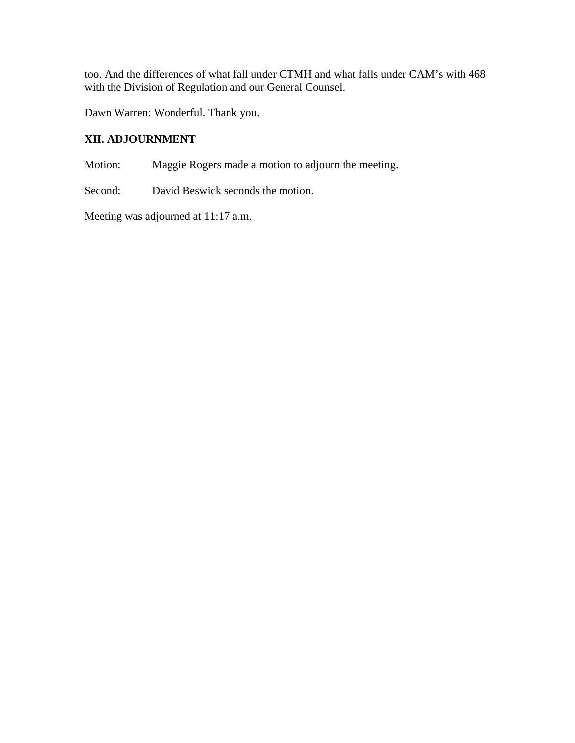too. And the differences of what fall under CTMH and what falls under CAM's with 468 with the Division of Regulation and our General Counsel.

Dawn Warren: Wonderful. Thank you.

**XII. ADJOURNMENT**

Motion: Maggie Rogers made a motion to adjourn the meeting.

Second: David Beswick seconds the motion.

Meeting was adjourned at 11:17 a.m.